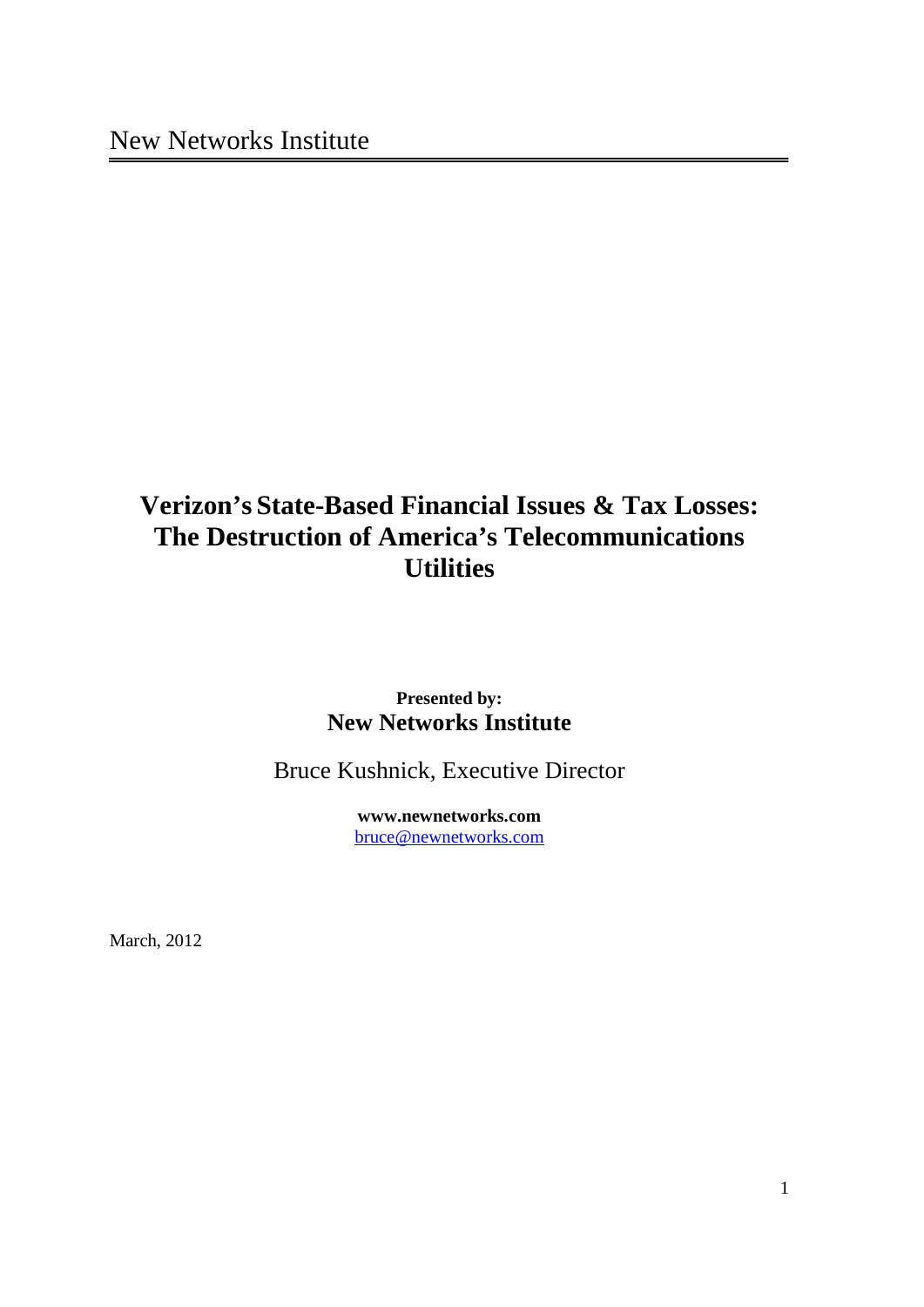New Networks Institute

# Verizon's State-Based Financial Issues & Tax Losses: The Destruction of America's Telecommunications Utilities

**Presented by:**

**New Networks Institute**

Bruce Kushnick, Executive Director

**www.newnetworks.com**

bruce@newnetworks.com

March, 2012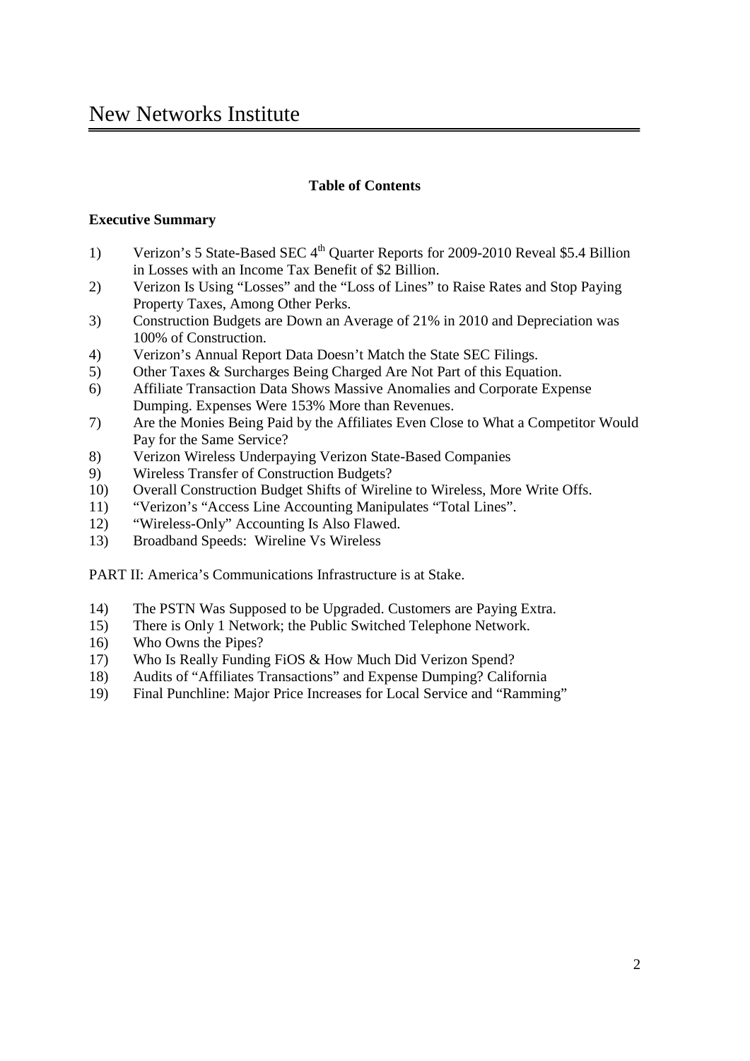**Table of Contents**

**Executive Summary**

1) Verizon's 5 State-Based SEC 4th Quarter Reports for 2009-2010 Reveal $5.4 Billion in Losses with an Income Tax Benefit of $2 Billion.
2) Verizon Is Using "Losses" and the "Loss of Lines" to Raise Rates and Stop Paying Property Taxes, Among Other Perks.
3) Construction Budgets are Down an Average of 21% in 2010 and Depreciation was 100% of Construction.
4) Verizon's Annual Report Data Doesn't Match the State SEC Filings.
5) Other Taxes & Surcharges Being Charged Are Not Part of this Equation.
6) Affiliate Transaction Data Shows Massive Anomalies and Corporate Expense Dumping. Expenses Were 153% More than Revenues.
7) Are the Monies Being Paid by the Affiliates Even Close to What a Competitor Would Pay for the Same Service?
8) Verizon Wireless Underpaying Verizon State-Based Companies
9) Wireless Transfer of Construction Budgets?
10) Overall Construction Budget Shifts of Wireline to Wireless, More Write Offs.
11) "Verizon's "Access Line Accounting Manipulates "Total Lines".
12) "Wireless-Only" Accounting Is Also Flawed.
13) Broadband Speeds: Wireline Vs Wireless

PART II: America's Communications Infrastructure is at Stake.

14) The PSTN Was Supposed to be Upgraded. Customers are Paying Extra.
15) There is Only 1 Network; the Public Switched Telephone Network.
16) Who Owns the Pipes?
17) Who Is Really Funding FiOS & How Much Did Verizon Spend?
18) Audits of "Affiliates Transactions" and Expense Dumping? California
19) Final Punchline: Major Price Increases for Local Service and "Ramming"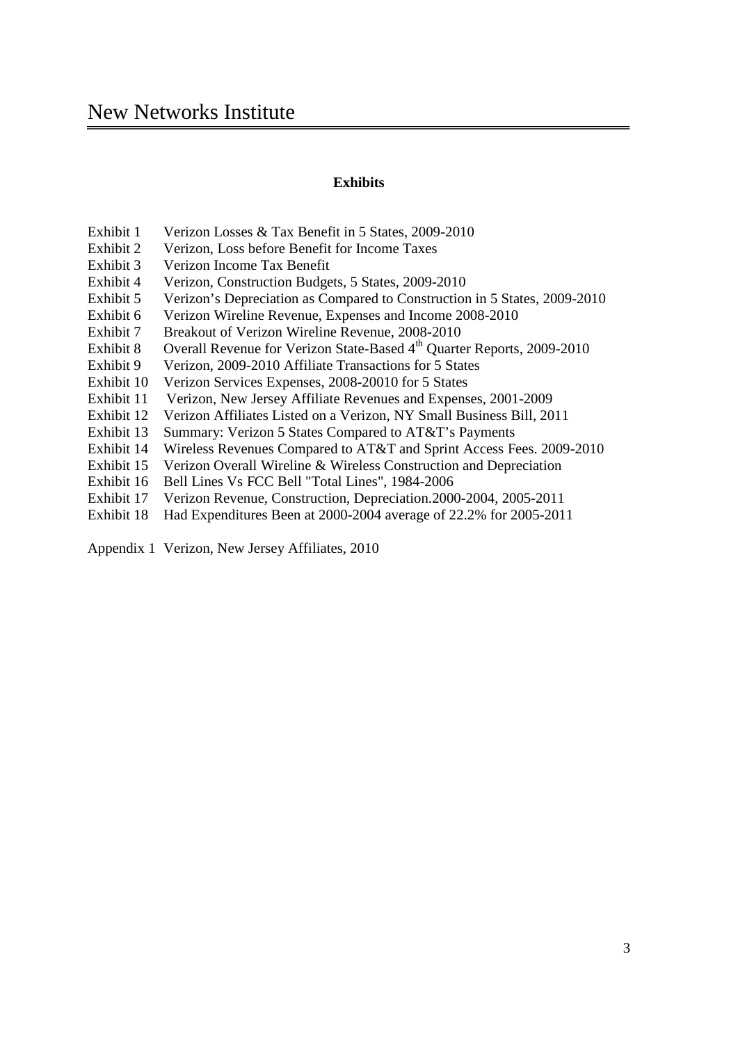**Exhibits**

| | |
|---|---|
| Exhibit 1 | Verizon Losses & Tax Benefit in 5 States, 2009-2010 |
| Exhibit 2 | Verizon, Loss before Benefit for Income Taxes |
| Exhibit 3 | Verizon Income Tax Benefit |
| Exhibit 4 | Verizon, Construction Budgets, 5 States, 2009-2010 |
| Exhibit 5 | Verizon's Depreciation as Compared to Construction in 5 States, 2009-2010 |
| Exhibit 6 | Verizon Wireline Revenue, Expenses and Income 2008-2010 |
| Exhibit 7 | Breakout of Verizon Wireline Revenue, 2008-2010 |
| Exhibit 8 | Overall Revenue for Verizon State-Based 4th Quarter Reports, 2009-2010 |
| Exhibit 9 | Verizon, 2009-2010 Affiliate Transactions for 5 States |
| Exhibit 10 | Verizon Services Expenses, 2008-20010 for 5 States |
| Exhibit 11 | Verizon, New Jersey Affiliate Revenues and Expenses, 2001-2009 |
| Exhibit 12 | Verizon Affiliates Listed on a Verizon, NY Small Business Bill, 2011 |
| Exhibit 13 | Summary: Verizon 5 States Compared to AT&T's Payments |
| Exhibit 14 | Wireless Revenues Compared to AT&T and Sprint Access Fees. 2009-2010 |
| Exhibit 15 | Verizon Overall Wireline & Wireless Construction and Depreciation |
| Exhibit 16 | Bell Lines Vs FCC Bell "Total Lines", 1984-2006 |
| Exhibit 17 | Verizon Revenue, Construction, Depreciation.2000-2004, 2005-2011 |
| Exhibit 18 | Had Expenditures Been at 2000-2004 average of 22.2% for 2005-2011 |
| | |
| Appendix 1 | Verizon, New Jersey Affiliates, 2010 |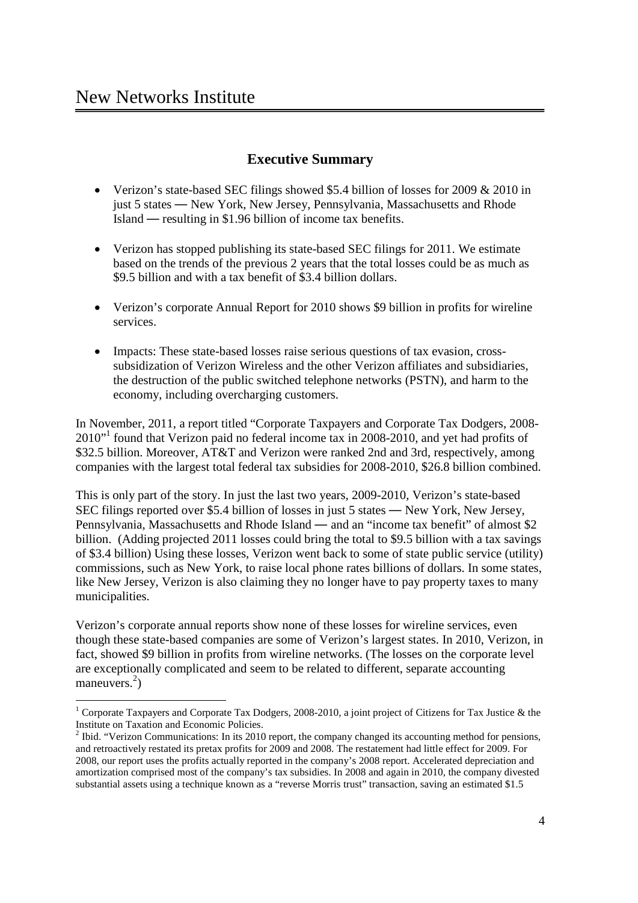## Executive Summary

- Verizon's state-based SEC filings showed $5.4 billion of losses for 2009 & 2010 in just 5 states — New York, New Jersey, Pennsylvania, Massachusetts and Rhode Island — resulting in $1.96 billion of income tax benefits.
- Verizon has stopped publishing its state-based SEC filings for 2011. We estimate based on the trends of the previous 2 years that the total losses could be as much as $9.5 billion and with a tax benefit of $3.4 billion dollars.
- Verizon's corporate Annual Report for 2010 shows $9 billion in profits for wireline services.
- Impacts: These state-based losses raise serious questions of tax evasion, cross-subsidization of Verizon Wireless and the other Verizon affiliates and subsidiaries, the destruction of the public switched telephone networks (PSTN), and harm to the economy, including overcharging customers.

In November, 2011, a report titled "Corporate Taxpayers and Corporate Tax Dodgers, 2008-2010"[1] found that Verizon paid no federal income tax in 2008-2010, and yet had profits of $32.5 billion. Moreover, AT&T and Verizon were ranked 2nd and 3rd, respectively, among companies with the largest total federal tax subsidies for 2008-2010, $26.8 billion combined.

This is only part of the story. In just the last two years, 2009-2010, Verizon's state-based SEC filings reported over $5.4 billion of losses in just 5 states — New York, New Jersey, Pennsylvania, Massachusetts and Rhode Island — and an "income tax benefit" of almost $2 billion. (Adding projected 2011 losses could bring the total to $9.5 billion with a tax savings of $3.4 billion) Using these losses, Verizon went back to some of state public service (utility) commissions, such as New York, to raise local phone rates billions of dollars. In some states, like New Jersey, Verizon is also claiming they no longer have to pay property taxes to many municipalities.

Verizon's corporate annual reports show none of these losses for wireline services, even though these state-based companies are some of Verizon's largest states. In 2010, Verizon, in fact, showed $9 billion in profits from wireline networks. (The losses on the corporate level are exceptionally complicated and seem to be related to different, separate accounting maneuvers.[2])

---

[1] Corporate Taxpayers and Corporate Tax Dodgers, 2008-2010, a joint project of Citizens for Tax Justice & the Institute on Taxation and Economic Policies.

[2] Ibid. "Verizon Communications: In its 2010 report, the company changed its accounting method for pensions, and retroactively restated its pretax profits for 2009 and 2008. The restatement had little effect for 2009. For 2008, our report uses the profits actually reported in the company's 2008 report. Accelerated depreciation and amortization comprised most of the company's tax subsidies. In 2008 and again in 2010, the company divested substantial assets using a technique known as a "reverse Morris trust" transaction, saving an estimated $1.5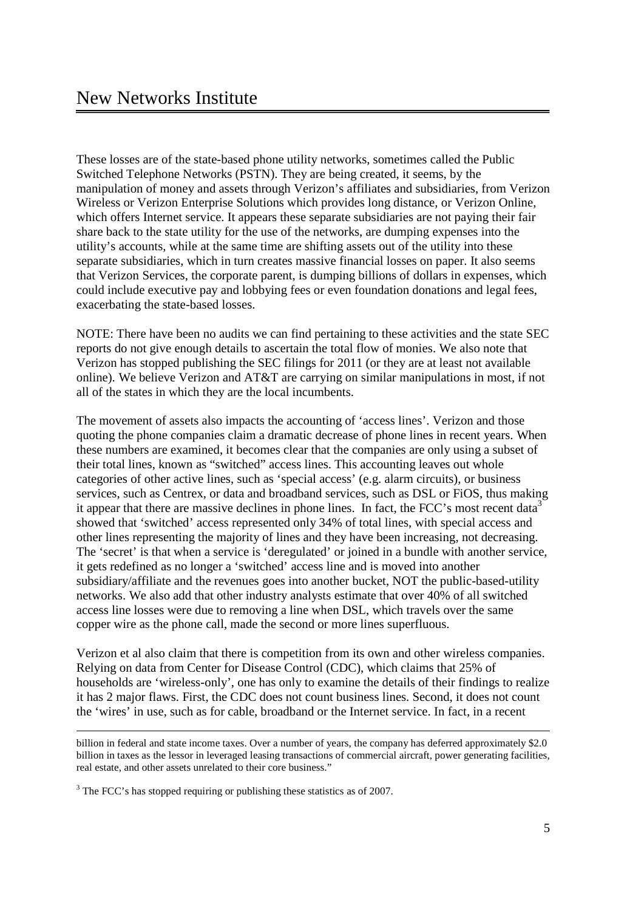These losses are of the state-based phone utility networks, sometimes called the Public Switched Telephone Networks (PSTN). They are being created, it seems, by the manipulation of money and assets through Verizon's affiliates and subsidiaries, from Verizon Wireless or Verizon Enterprise Solutions which provides long distance, or Verizon Online, which offers Internet service. It appears these separate subsidiaries are not paying their fair share back to the state utility for the use of the networks, are dumping expenses into the utility's accounts, while at the same time are shifting assets out of the utility into these separate subsidiaries, which in turn creates massive financial losses on paper. It also seems that Verizon Services, the corporate parent, is dumping billions of dollars in expenses, which could include executive pay and lobbying fees or even foundation donations and legal fees, exacerbating the state-based losses.

NOTE: There have been no audits we can find pertaining to these activities and the state SEC reports do not give enough details to ascertain the total flow of monies. We also note that Verizon has stopped publishing the SEC filings for 2011 (or they are at least not available online). We believe Verizon and AT&T are carrying on similar manipulations in most, if not all of the states in which they are the local incumbents.

The movement of assets also impacts the accounting of 'access lines'. Verizon and those quoting the phone companies claim a dramatic decrease of phone lines in recent years. When these numbers are examined, it becomes clear that the companies are only using a subset of their total lines, known as "switched" access lines. This accounting leaves out whole categories of other active lines, such as 'special access' (e.g. alarm circuits), or business services, such as Centrex, or data and broadband services, such as DSL or FiOS, thus making it appear that there are massive declines in phone lines. In fact, the FCC's most recent data[3] showed that 'switched' access represented only 34% of total lines, with special access and other lines representing the majority of lines and they have been increasing, not decreasing. The 'secret' is that when a service is 'deregulated' or joined in a bundle with another service, it gets redefined as no longer a 'switched' access line and is moved into another subsidiary/affiliate and the revenues goes into another bucket, NOT the public-based-utility networks. We also add that other industry analysts estimate that over 40% of all switched access line losses were due to removing a line when DSL, which travels over the same copper wire as the phone call, made the second or more lines superfluous.

Verizon et al also claim that there is competition from its own and other wireless companies. Relying on data from Center for Disease Control (CDC), which claims that 25% of households are 'wireless-only', one has only to examine the details of their findings to realize it has 2 major flaws. First, the CDC does not count business lines. Second, it does not count the 'wires' in use, such as for cable, broadband or the Internet service. In fact, in a recent

billion in federal and state income taxes. Over a number of years, the company has deferred approximately $2.0 billion in taxes as the lessor in leveraged leasing transactions of commercial aircraft, power generating facilities, real estate, and other assets unrelated to their core business."

[3] The FCC's has stopped requiring or publishing these statistics as of 2007.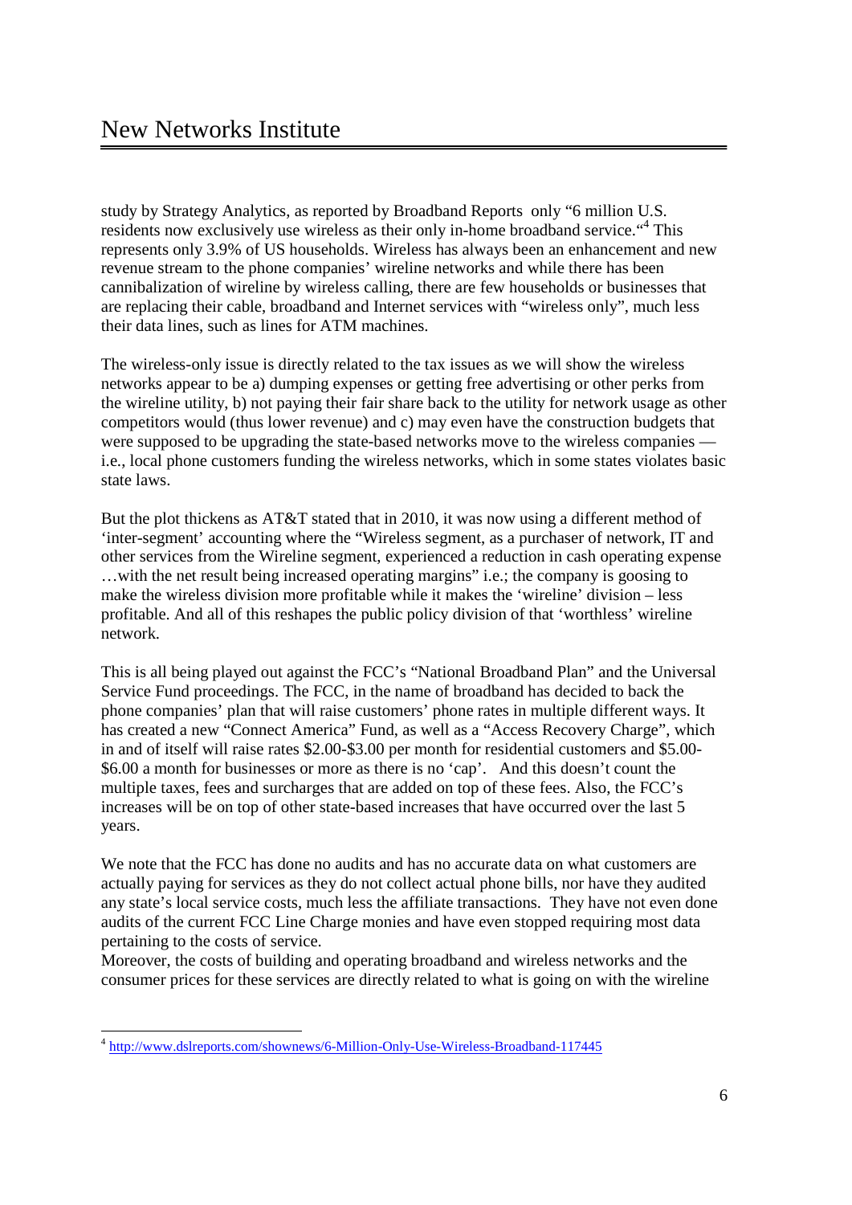study by Strategy Analytics, as reported by Broadband Reports only "6 million U.S. residents now exclusively use wireless as their only in-home broadband service."[4] This represents only 3.9% of US households. Wireless has always been an enhancement and new revenue stream to the phone companies' wireline networks and while there has been cannibalization of wireline by wireless calling, there are few households or businesses that are replacing their cable, broadband and Internet services with "wireless only", much less their data lines, such as lines for ATM machines.

The wireless-only issue is directly related to the tax issues as we will show the wireless networks appear to be a) dumping expenses or getting free advertising or other perks from the wireline utility, b) not paying their fair share back to the utility for network usage as other competitors would (thus lower revenue) and c) may even have the construction budgets that were supposed to be upgrading the state-based networks move to the wireless companies — i.e., local phone customers funding the wireless networks, which in some states violates basic state laws.

But the plot thickens as AT&T stated that in 2010, it was now using a different method of 'inter-segment' accounting where the "Wireless segment, as a purchaser of network, IT and other services from the Wireline segment, experienced a reduction in cash operating expense …with the net result being increased operating margins" i.e.; the company is goosing to make the wireless division more profitable while it makes the 'wireline' division – less profitable. And all of this reshapes the public policy division of that 'worthless' wireline network.

This is all being played out against the FCC's "National Broadband Plan" and the Universal Service Fund proceedings. The FCC, in the name of broadband has decided to back the phone companies' plan that will raise customers' phone rates in multiple different ways. It has created a new "Connect America" Fund, as well as a "Access Recovery Charge", which in and of itself will raise rates \$2.00-\$3.00 per month for residential customers and \$5.00-\$6.00 a month for businesses or more as there is no 'cap'. And this doesn't count the multiple taxes, fees and surcharges that are added on top of these fees. Also, the FCC's increases will be on top of other state-based increases that have occurred over the last 5 years.

We note that the FCC has done no audits and has no accurate data on what customers are actually paying for services as they do not collect actual phone bills, nor have they audited any state's local service costs, much less the affiliate transactions. They have not even done audits of the current FCC Line Charge monies and have even stopped requiring most data pertaining to the costs of service.

Moreover, the costs of building and operating broadband and wireless networks and the consumer prices for these services are directly related to what is going on with the wireline

[4] http://www.dslreports.com/shownews/6-Million-Only-Use-Wireless-Broadband-117445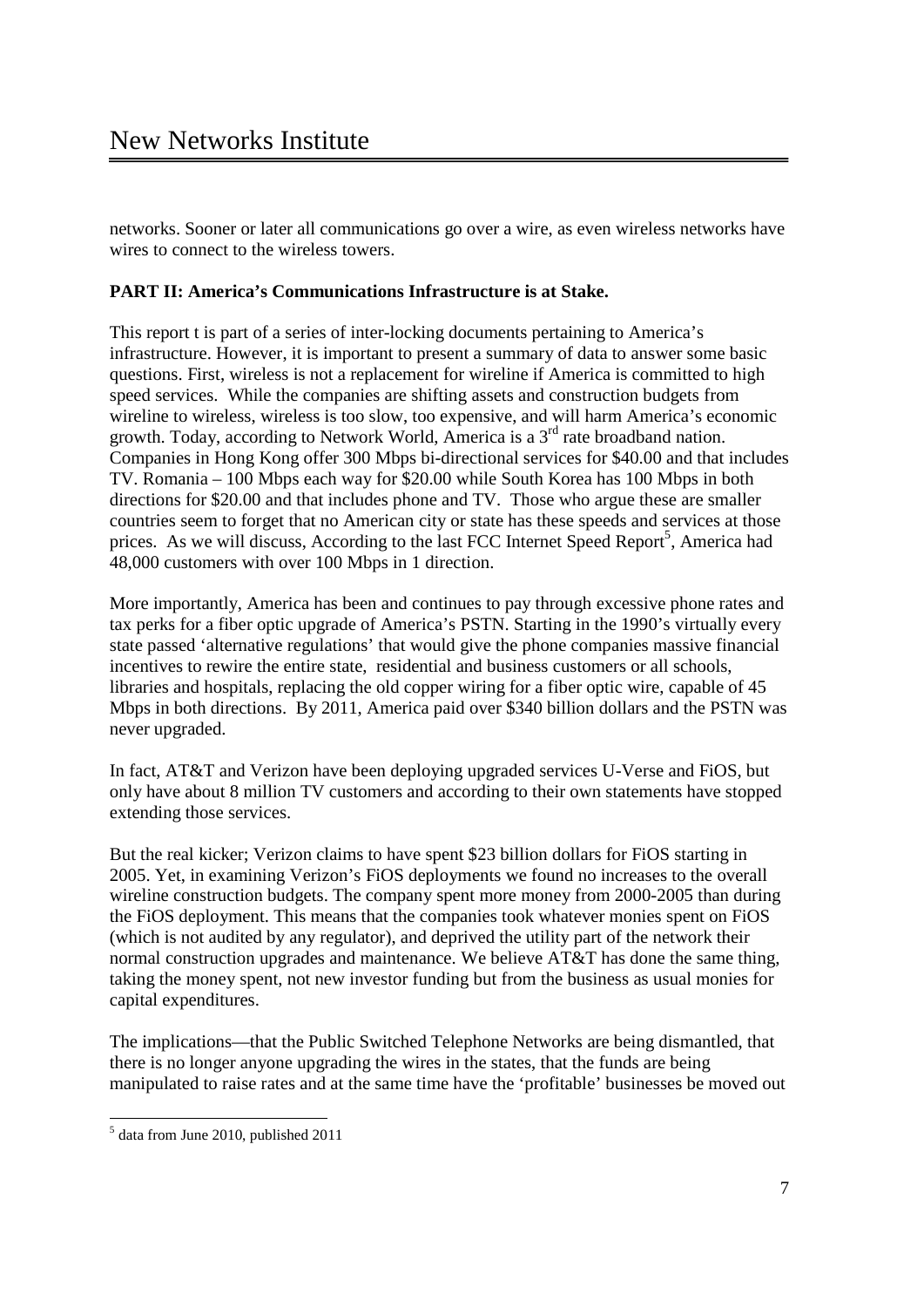networks. Sooner or later all communications go over a wire, as even wireless networks have wires to connect to the wireless towers.

**PART II: America's Communications Infrastructure is at Stake.**

This report t is part of a series of inter-locking documents pertaining to America's infrastructure. However, it is important to present a summary of data to answer some basic questions. First, wireless is not a replacement for wireline if America is committed to high speed services. While the companies are shifting assets and construction budgets from wireline to wireless, wireless is too slow, too expensive, and will harm America's economic growth. Today, according to Network World, America is a 3rd rate broadband nation. Companies in Hong Kong offer 300 Mbps bi-directional services for $40.00 and that includes TV. Romania – 100 Mbps each way for $20.00 while South Korea has 100 Mbps in both directions for $20.00 and that includes phone and TV. Those who argue these are smaller countries seem to forget that no American city or state has these speeds and services at those prices. As we will discuss, According to the last FCC Internet Speed Report[5], America had 48,000 customers with over 100 Mbps in 1 direction.

More importantly, America has been and continues to pay through excessive phone rates and tax perks for a fiber optic upgrade of America's PSTN. Starting in the 1990's virtually every state passed 'alternative regulations' that would give the phone companies massive financial incentives to rewire the entire state, residential and business customers or all schools, libraries and hospitals, replacing the old copper wiring for a fiber optic wire, capable of 45 Mbps in both directions. By 2011, America paid over $340 billion dollars and the PSTN was never upgraded.

In fact, AT&T and Verizon have been deploying upgraded services U-Verse and FiOS, but only have about 8 million TV customers and according to their own statements have stopped extending those services.

But the real kicker; Verizon claims to have spent $23 billion dollars for FiOS starting in 2005. Yet, in examining Verizon's FiOS deployments we found no increases to the overall wireline construction budgets. The company spent more money from 2000-2005 than during the FiOS deployment. This means that the companies took whatever monies spent on FiOS (which is not audited by any regulator), and deprived the utility part of the network their normal construction upgrades and maintenance. We believe AT&T has done the same thing, taking the money spent, not new investor funding but from the business as usual monies for capital expenditures.

The implications—that the Public Switched Telephone Networks are being dismantled, that there is no longer anyone upgrading the wires in the states, that the funds are being manipulated to raise rates and at the same time have the 'profitable' businesses be moved out

[5] data from June 2010, published 2011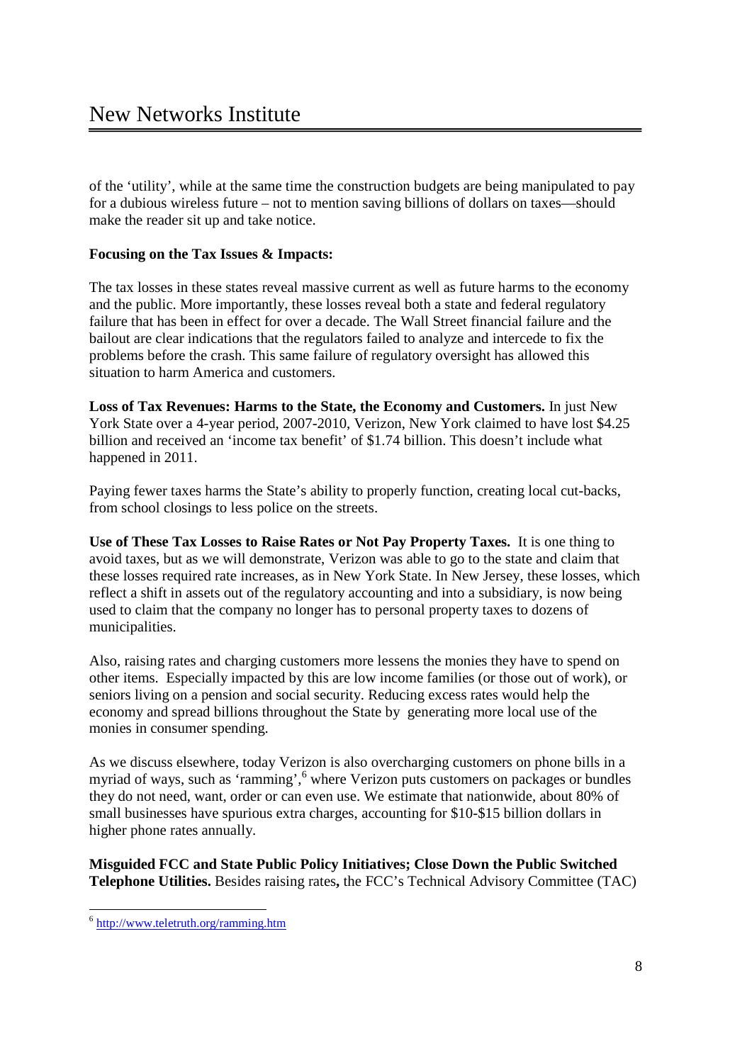of the 'utility', while at the same time the construction budgets are being manipulated to pay for a dubious wireless future – not to mention saving billions of dollars on taxes—should make the reader sit up and take notice.

**Focusing on the Tax Issues & Impacts:**

The tax losses in these states reveal massive current as well as future harms to the economy and the public. More importantly, these losses reveal both a state and federal regulatory failure that has been in effect for over a decade. The Wall Street financial failure and the bailout are clear indications that the regulators failed to analyze and intercede to fix the problems before the crash. This same failure of regulatory oversight has allowed this situation to harm America and customers.

**Loss of Tax Revenues: Harms to the State, the Economy and Customers.** In just New York State over a 4-year period, 2007-2010, Verizon, New York claimed to have lost $4.25 billion and received an 'income tax benefit' of $1.74 billion. This doesn't include what happened in 2011.

Paying fewer taxes harms the State's ability to properly function, creating local cut-backs, from school closings to less police on the streets.

**Use of These Tax Losses to Raise Rates or Not Pay Property Taxes.** It is one thing to avoid taxes, but as we will demonstrate, Verizon was able to go to the state and claim that these losses required rate increases, as in New York State. In New Jersey, these losses, which reflect a shift in assets out of the regulatory accounting and into a subsidiary, is now being used to claim that the company no longer has to personal property taxes to dozens of municipalities.

Also, raising rates and charging customers more lessens the monies they have to spend on other items. Especially impacted by this are low income families (or those out of work), or seniors living on a pension and social security. Reducing excess rates would help the economy and spread billions throughout the State by generating more local use of the monies in consumer spending.

As we discuss elsewhere, today Verizon is also overcharging customers on phone bills in a myriad of ways, such as 'ramming',[6] where Verizon puts customers on packages or bundles they do not need, want, order or can even use. We estimate that nationwide, about 80% of small businesses have spurious extra charges, accounting for $10-$15 billion dollars in higher phone rates annually.

**Misguided FCC and State Public Policy Initiatives; Close Down the Public Switched Telephone Utilities.** Besides raising rates**,** the FCC's Technical Advisory Committee (TAC)

---

[6] http://www.teletruth.org/ramming.htm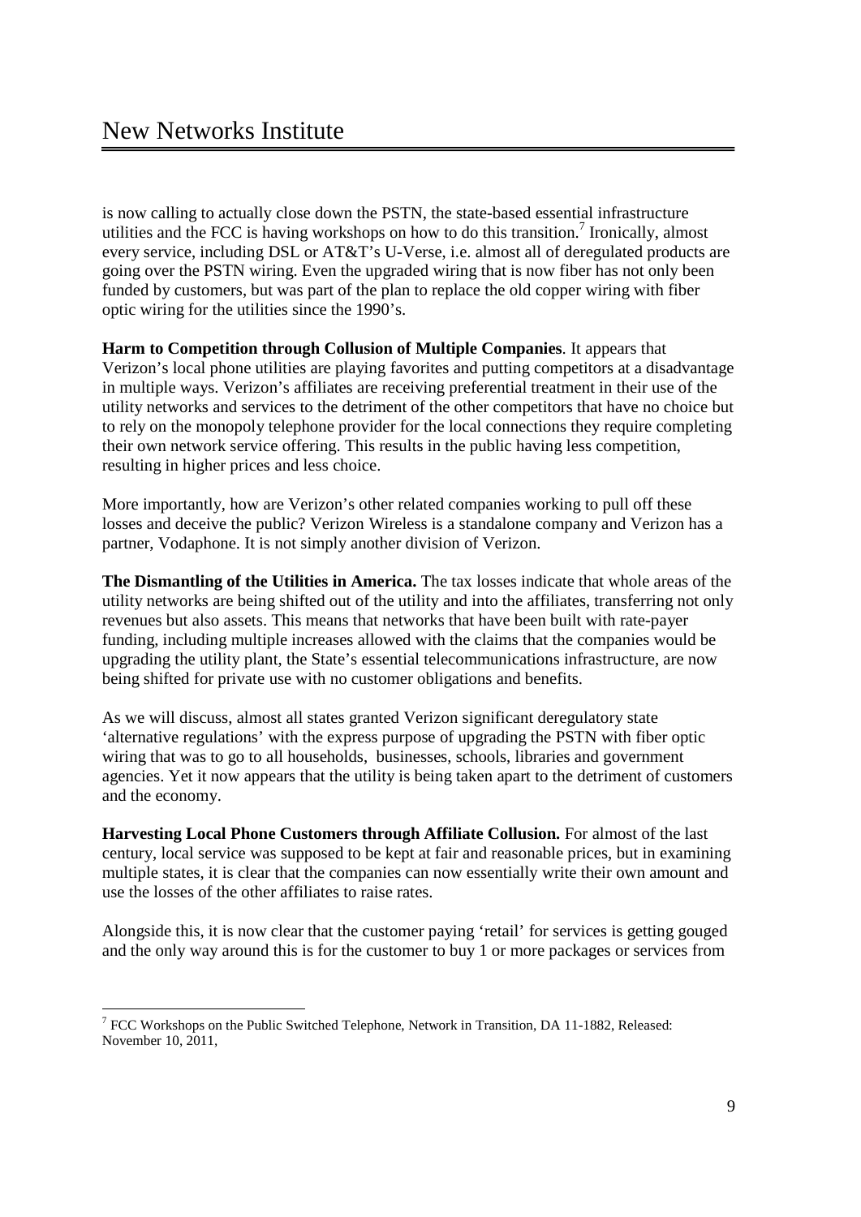is now calling to actually close down the PSTN, the state-based essential infrastructure utilities and the FCC is having workshops on how to do this transition.[7] Ironically, almost every service, including DSL or AT&T's U-Verse, i.e. almost all of deregulated products are going over the PSTN wiring. Even the upgraded wiring that is now fiber has not only been funded by customers, but was part of the plan to replace the old copper wiring with fiber optic wiring for the utilities since the 1990's.

**Harm to Competition through Collusion of Multiple Companies**. It appears that Verizon's local phone utilities are playing favorites and putting competitors at a disadvantage in multiple ways. Verizon's affiliates are receiving preferential treatment in their use of the utility networks and services to the detriment of the other competitors that have no choice but to rely on the monopoly telephone provider for the local connections they require completing their own network service offering. This results in the public having less competition, resulting in higher prices and less choice.

More importantly, how are Verizon's other related companies working to pull off these losses and deceive the public? Verizon Wireless is a standalone company and Verizon has a partner, Vodaphone. It is not simply another division of Verizon.

**The Dismantling of the Utilities in America.** The tax losses indicate that whole areas of the utility networks are being shifted out of the utility and into the affiliates, transferring not only revenues but also assets. This means that networks that have been built with rate-payer funding, including multiple increases allowed with the claims that the companies would be upgrading the utility plant, the State's essential telecommunications infrastructure, are now being shifted for private use with no customer obligations and benefits.

As we will discuss, almost all states granted Verizon significant deregulatory state 'alternative regulations' with the express purpose of upgrading the PSTN with fiber optic wiring that was to go to all households, businesses, schools, libraries and government agencies. Yet it now appears that the utility is being taken apart to the detriment of customers and the economy.

**Harvesting Local Phone Customers through Affiliate Collusion.** For almost of the last century, local service was supposed to be kept at fair and reasonable prices, but in examining multiple states, it is clear that the companies can now essentially write their own amount and use the losses of the other affiliates to raise rates.

Alongside this, it is now clear that the customer paying 'retail' for services is getting gouged and the only way around this is for the customer to buy 1 or more packages or services from

---

[7] FCC Workshops on the Public Switched Telephone, Network in Transition, DA 11-1882, Released: November 10, 2011,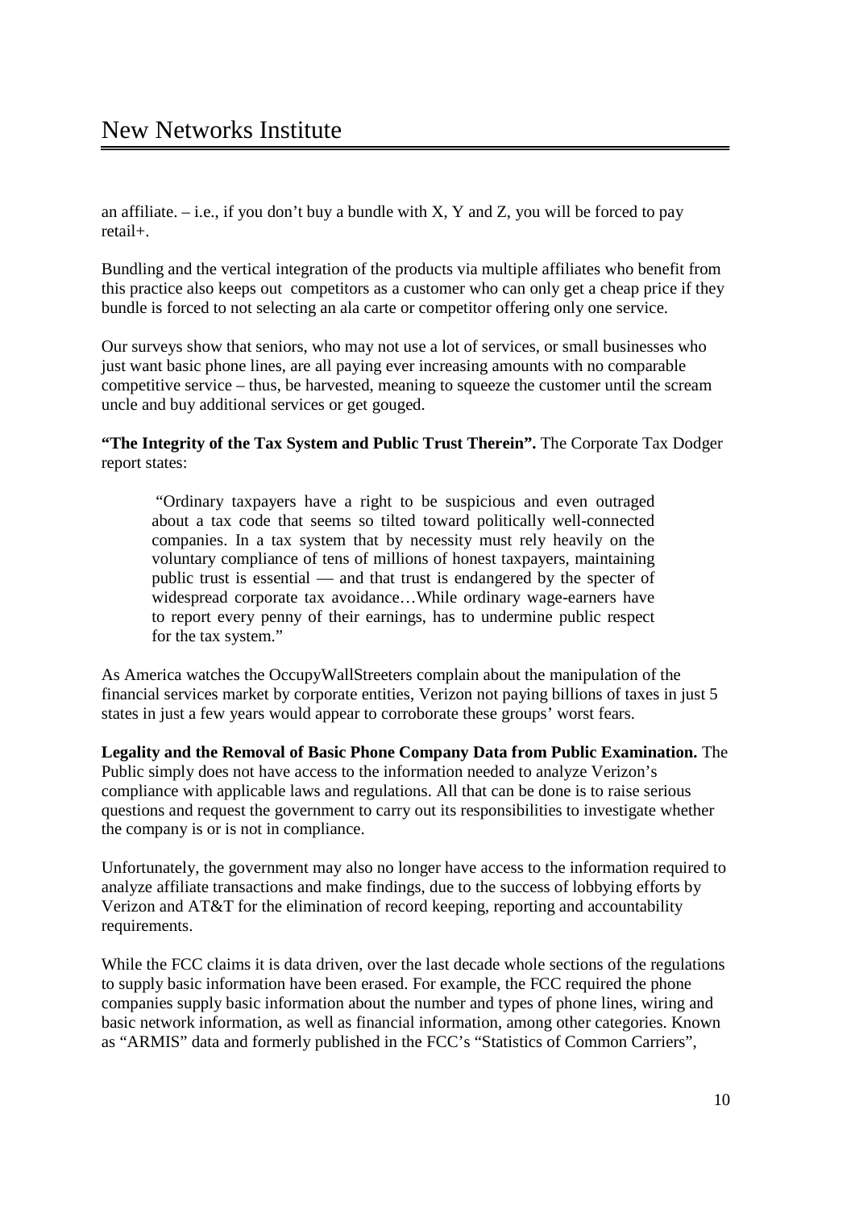an affiliate. – i.e., if you don't buy a bundle with X, Y and Z, you will be forced to pay retail+.

Bundling and the vertical integration of the products via multiple affiliates who benefit from this practice also keeps out competitors as a customer who can only get a cheap price if they bundle is forced to not selecting an ala carte or competitor offering only one service.

Our surveys show that seniors, who may not use a lot of services, or small businesses who just want basic phone lines, are all paying ever increasing amounts with no comparable competitive service – thus, be harvested, meaning to squeeze the customer until the scream uncle and buy additional services or get gouged.

**"The Integrity of the Tax System and Public Trust Therein".** The Corporate Tax Dodger report states:

> "Ordinary taxpayers have a right to be suspicious and even outraged about a tax code that seems so tilted toward politically well-connected companies. In a tax system that by necessity must rely heavily on the voluntary compliance of tens of millions of honest taxpayers, maintaining public trust is essential — and that trust is endangered by the specter of widespread corporate tax avoidance…While ordinary wage-earners have to report every penny of their earnings, has to undermine public respect for the tax system."

As America watches the OccupyWallStreeters complain about the manipulation of the financial services market by corporate entities, Verizon not paying billions of taxes in just 5 states in just a few years would appear to corroborate these groups' worst fears.

**Legality and the Removal of Basic Phone Company Data from Public Examination.** The Public simply does not have access to the information needed to analyze Verizon's compliance with applicable laws and regulations. All that can be done is to raise serious questions and request the government to carry out its responsibilities to investigate whether the company is or is not in compliance.

Unfortunately, the government may also no longer have access to the information required to analyze affiliate transactions and make findings, due to the success of lobbying efforts by Verizon and AT&T for the elimination of record keeping, reporting and accountability requirements.

While the FCC claims it is data driven, over the last decade whole sections of the regulations to supply basic information have been erased. For example, the FCC required the phone companies supply basic information about the number and types of phone lines, wiring and basic network information, as well as financial information, among other categories. Known as "ARMIS" data and formerly published in the FCC's "Statistics of Common Carriers",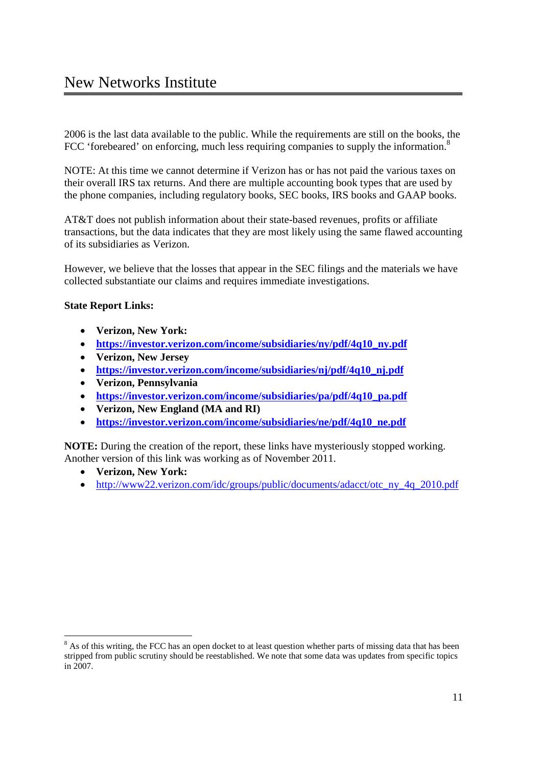2006 is the last data available to the public. While the requirements are still on the books, the FCC 'forebeared' on enforcing, much less requiring companies to supply the information.[8]

NOTE: At this time we cannot determine if Verizon has or has not paid the various taxes on their overall IRS tax returns. And there are multiple accounting book types that are used by the phone companies, including regulatory books, SEC books, IRS books and GAAP books.

AT&T does not publish information about their state-based revenues, profits or affiliate transactions, but the data indicates that they are most likely using the same flawed accounting of its subsidiaries as Verizon.

However, we believe that the losses that appear in the SEC filings and the materials we have collected substantiate our claims and requires immediate investigations.

**State Report Links:**

- **Verizon, New York:**
- **https://investor.verizon.com/income/subsidiaries/ny/pdf/4q10_ny.pdf**
- **Verizon, New Jersey**
- **https://investor.verizon.com/income/subsidiaries/nj/pdf/4q10_nj.pdf**
- **Verizon, Pennsylvania**
- **https://investor.verizon.com/income/subsidiaries/pa/pdf/4q10_pa.pdf**
- **Verizon, New England (MA and RI)**
- **https://investor.verizon.com/income/subsidiaries/ne/pdf/4q10_ne.pdf**

**NOTE:** During the creation of the report, these links have mysteriously stopped working. Another version of this link was working as of November 2011.

- **Verizon, New York:**
- http://www22.verizon.com/idc/groups/public/documents/adacct/otc_ny_4q_2010.pdf

---

[8] As of this writing, the FCC has an open docket to at least question whether parts of missing data that has been stripped from public scrutiny should be reestablished. We note that some data was updates from specific topics in 2007.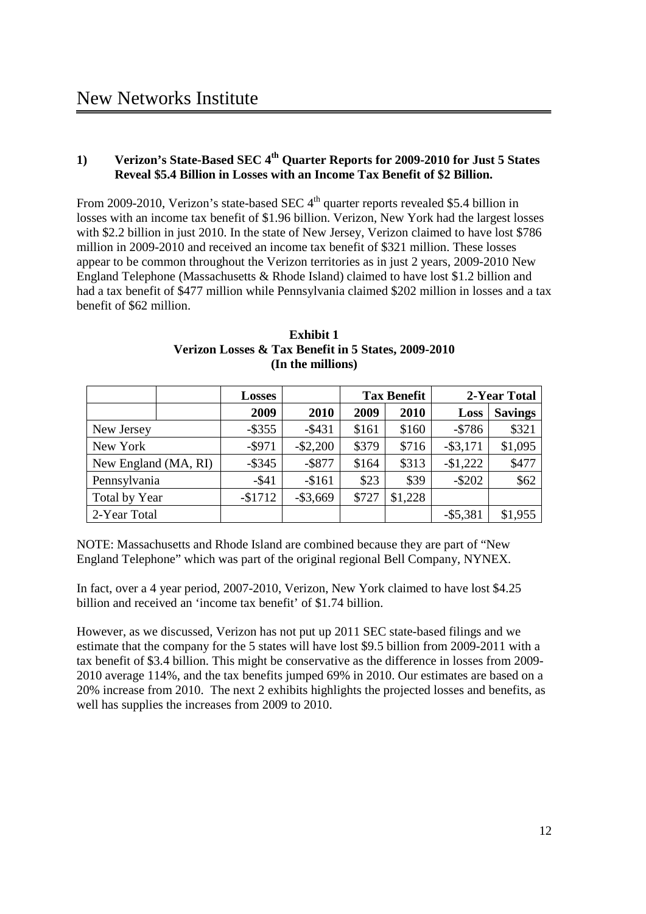# New Networks Institute

## 1) Verizon's State-Based SEC 4th Quarter Reports for 2009-2010 for Just 5 States Reveal $5.4 Billion in Losses with an Income Tax Benefit of $2 Billion.

From 2009-2010, Verizon's state-based SEC 4th quarter reports revealed $5.4 billion in losses with an income tax benefit of $1.96 billion. Verizon, New York had the largest losses with $2.2 billion in just 2010. In the state of New Jersey, Verizon claimed to have lost $786 million in 2009-2010 and received an income tax benefit of $321 million. These losses appear to be common throughout the Verizon territories as in just 2 years, 2009-2010 New England Telephone (Massachusetts & Rhode Island) claimed to have lost $1.2 billion and had a tax benefit of $477 million while Pennsylvania claimed $202 million in losses and a tax benefit of $62 million.

**Exhibit 1**
**Verizon Losses & Tax Benefit in 5 States, 2009-2010**
**(In the millions)**

| | Losses | | Tax Benefit | | 2-Year Total | |
|---|---|---|---|---|---|---|
| | **2009** | **2010** | **2009** | **2010** | **Loss** | **Savings** |
| New Jersey | -$355 | -$431 | $161 | $160 | -$786 | $321 |
| New York | -$971 | -$2,200 | $379 | $716 | -$3,171 | $1,095 |
| New England (MA, RI) | -$345 | -$877 | $164 | $313 | -$1,222 | $477 |
| Pennsylvania | -$41 | -$161 | $23 | $39 | -$202 | $62 |
| Total by Year | -$1712 | -$3,669 | $727 | $1,228 | | |
| 2-Year Total | | | | | -$5,381 | $1,955 |

NOTE: Massachusetts and Rhode Island are combined because they are part of "New England Telephone" which was part of the original regional Bell Company, NYNEX.

In fact, over a 4 year period, 2007-2010, Verizon, New York claimed to have lost $4.25 billion and received an 'income tax benefit' of $1.74 billion.

However, as we discussed, Verizon has not put up 2011 SEC state-based filings and we estimate that the company for the 5 states will have lost $9.5 billion from 2009-2011 with a tax benefit of $3.4 billion. This might be conservative as the difference in losses from 2009-2010 average 114%, and the tax benefits jumped 69% in 2010. Our estimates are based on a 20% increase from 2010. The next 2 exhibits highlights the projected losses and benefits, as well has supplies the increases from 2009 to 2010.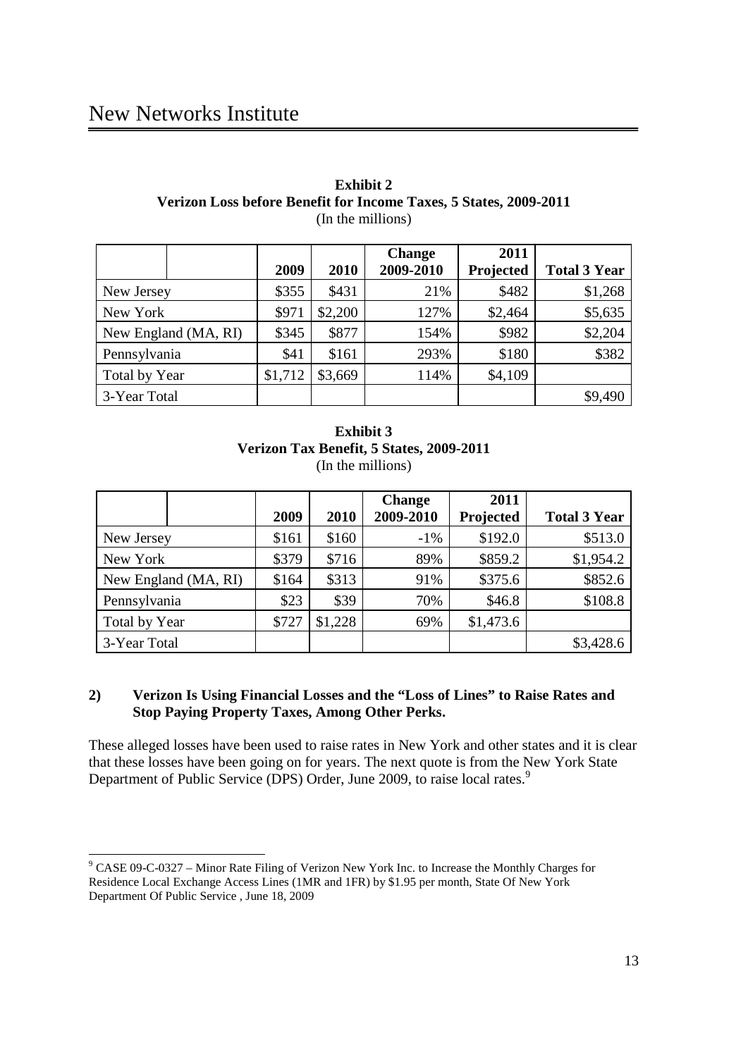**Exhibit 2**
**Verizon Loss before Benefit for Income Taxes, 5 States, 2009-2011**
(In the millions)

| | | 2009 | 2010 | Change 2009-2010 | 2011 Projected | Total 3 Year |
|---|---|---|---|---|---|---|
| New Jersey | | $355 | $431 | 21% | $482 | $1,268 |
| New York | | $971 | $2,200 | 127% | $2,464 | $5,635 |
| New England (MA, RI) | | $345 | $877 | 154% | $982 | $2,204 |
| Pennsylvania | | $41 | $161 | 293% | $180 | $382 |
| Total by Year | | $1,712 | $3,669 | 114% | $4,109 | |
| 3-Year Total | | | | | | $9,490 |

**Exhibit 3**
**Verizon Tax Benefit, 5 States, 2009-2011**
(In the millions)

| | | 2009 | 2010 | Change 2009-2010 | 2011 Projected | Total 3 Year |
|---|---|---|---|---|---|---|
| New Jersey | | $161 | $160 | -1% | $192.0 | $513.0 |
| New York | | $379 | $716 | 89% | $859.2 | $1,954.2 |
| New England (MA, RI) | | $164 | $313 | 91% | $375.6 | $852.6 |
| Pennsylvania | | $23 | $39 | 70% | $46.8 | $108.8 |
| Total by Year | | $727 | $1,228 | 69% | $1,473.6 | |
| 3-Year Total | | | | | | $3,428.6 |

### 2) Verizon Is Using Financial Losses and the "Loss of Lines" to Raise Rates and Stop Paying Property Taxes, Among Other Perks.

These alleged losses have been used to raise rates in New York and other states and it is clear that these losses have been going on for years. The next quote is from the New York State Department of Public Service (DPS) Order, June 2009, to raise local rates.[9]

[9] CASE 09-C-0327 – Minor Rate Filing of Verizon New York Inc. to Increase the Monthly Charges for Residence Local Exchange Access Lines (1MR and 1FR) by $1.95 per month, State Of New York Department Of Public Service , June 18, 2009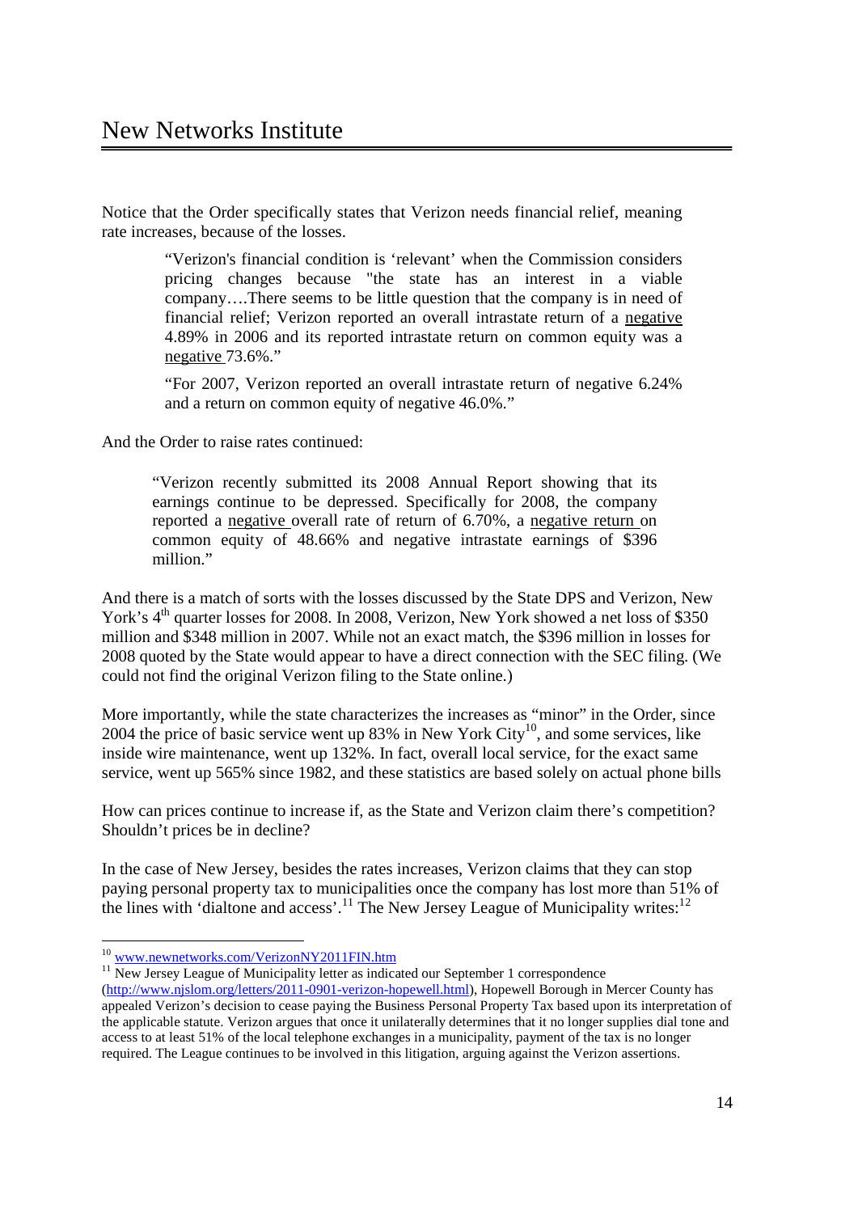Notice that the Order specifically states that Verizon needs financial relief, meaning rate increases, because of the losses.

> "Verizon's financial condition is 'relevant' when the Commission considers pricing changes because "the state has an interest in a viable company….There seems to be little question that the company is in need of financial relief; Verizon reported an overall intrastate return of a negative 4.89% in 2006 and its reported intrastate return on common equity was a negative 73.6%."
>
> "For 2007, Verizon reported an overall intrastate return of negative 6.24% and a return on common equity of negative 46.0%."

And the Order to raise rates continued:

> "Verizon recently submitted its 2008 Annual Report showing that its earnings continue to be depressed. Specifically for 2008, the company reported a negative overall rate of return of 6.70%, a negative return on common equity of 48.66% and negative intrastate earnings of $396 million."

And there is a match of sorts with the losses discussed by the State DPS and Verizon, New York's 4th quarter losses for 2008. In 2008, Verizon, New York showed a net loss of $350 million and $348 million in 2007. While not an exact match, the $396 million in losses for 2008 quoted by the State would appear to have a direct connection with the SEC filing. (We could not find the original Verizon filing to the State online.)

More importantly, while the state characterizes the increases as "minor" in the Order, since 2004 the price of basic service went up 83% in New York City[10], and some services, like inside wire maintenance, went up 132%. In fact, overall local service, for the exact same service, went up 565% since 1982, and these statistics are based solely on actual phone bills

How can prices continue to increase if, as the State and Verizon claim there's competition? Shouldn't prices be in decline?

In the case of New Jersey, besides the rates increases, Verizon claims that they can stop paying personal property tax to municipalities once the company has lost more than 51% of the lines with 'dialtone and access'.[11] The New Jersey League of Municipality writes:[12]

---

[10] www.newnetworks.com/VerizonNY2011FIN.htm

[11] New Jersey League of Municipality letter as indicated our September 1 correspondence (http://www.njslom.org/letters/2011-0901-verizon-hopewell.html), Hopewell Borough in Mercer County has appealed Verizon's decision to cease paying the Business Personal Property Tax based upon its interpretation of the applicable statute. Verizon argues that once it unilaterally determines that it no longer supplies dial tone and access to at least 51% of the local telephone exchanges in a municipality, payment of the tax is no longer required. The League continues to be involved in this litigation, arguing against the Verizon assertions.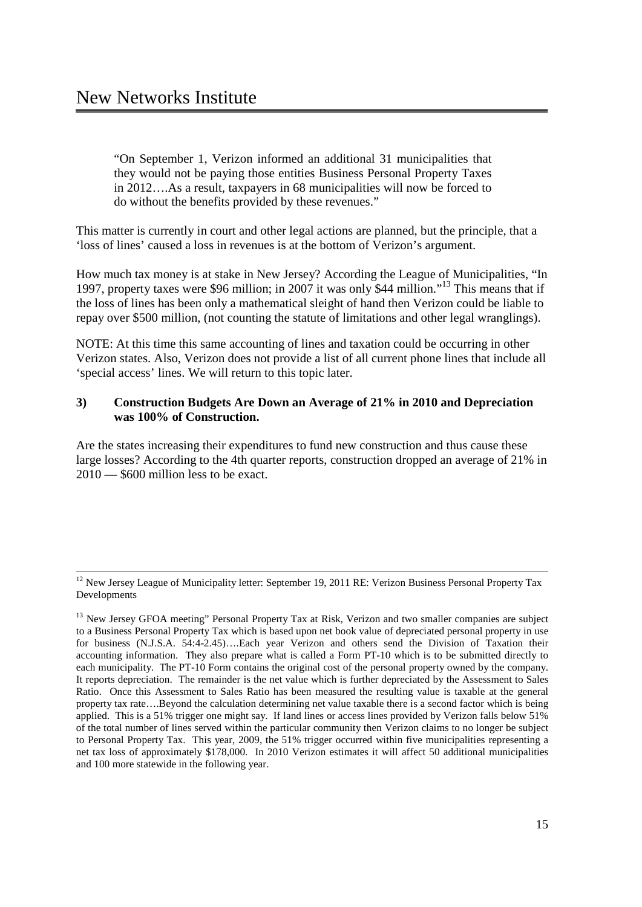> "On September 1, Verizon informed an additional 31 municipalities that they would not be paying those entities Business Personal Property Taxes in 2012….As a result, taxpayers in 68 municipalities will now be forced to do without the benefits provided by these revenues."

This matter is currently in court and other legal actions are planned, but the principle, that a 'loss of lines' caused a loss in revenues is at the bottom of Verizon's argument.

How much tax money is at stake in New Jersey? According the League of Municipalities, "In 1997, property taxes were \$96 million; in 2007 it was only \$44 million."[13] This means that if the loss of lines has been only a mathematical sleight of hand then Verizon could be liable to repay over \$500 million, (not counting the statute of limitations and other legal wranglings).

NOTE: At this time this same accounting of lines and taxation could be occurring in other Verizon states. Also, Verizon does not provide a list of all current phone lines that include all 'special access' lines. We will return to this topic later.

### 3) Construction Budgets Are Down an Average of 21% in 2010 and Depreciation was 100% of Construction.

Are the states increasing their expenditures to fund new construction and thus cause these large losses? According to the 4th quarter reports, construction dropped an average of 21% in 2010 — \$600 million less to be exact.

---

[12] New Jersey League of Municipality letter: September 19, 2011 RE: Verizon Business Personal Property Tax Developments

[13] New Jersey GFOA meeting" Personal Property Tax at Risk, Verizon and two smaller companies are subject to a Business Personal Property Tax which is based upon net book value of depreciated personal property in use for business (N.J.S.A. 54:4-2.45)….Each year Verizon and others send the Division of Taxation their accounting information. They also prepare what is called a Form PT-10 which is to be submitted directly to each municipality. The PT-10 Form contains the original cost of the personal property owned by the company. It reports depreciation. The remainder is the net value which is further depreciated by the Assessment to Sales Ratio. Once this Assessment to Sales Ratio has been measured the resulting value is taxable at the general property tax rate….Beyond the calculation determining net value taxable there is a second factor which is being applied. This is a 51% trigger one might say. If land lines or access lines provided by Verizon falls below 51% of the total number of lines served within the particular community then Verizon claims to no longer be subject to Personal Property Tax. This year, 2009, the 51% trigger occurred within five municipalities representing a net tax loss of approximately \$178,000. In 2010 Verizon estimates it will affect 50 additional municipalities and 100 more statewide in the following year.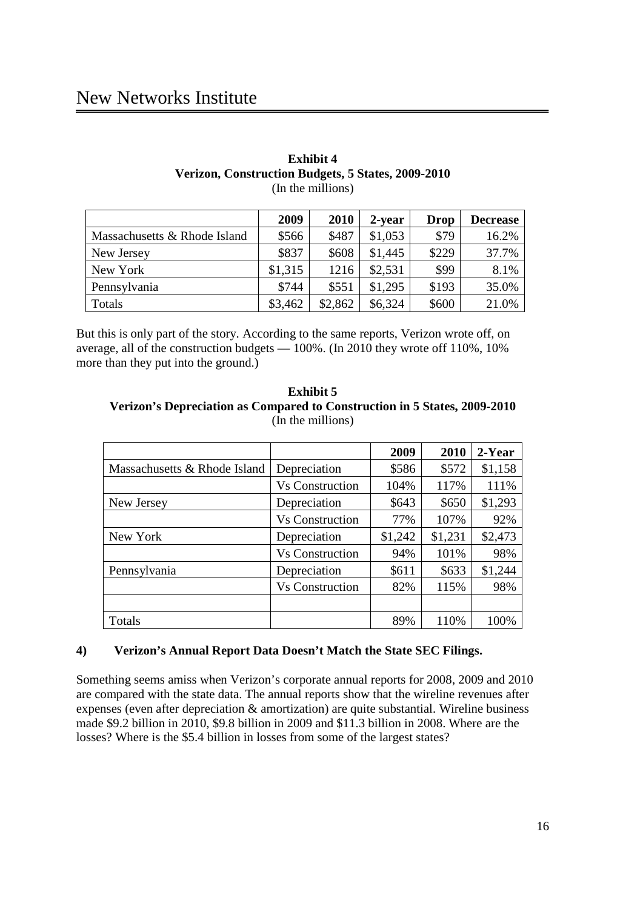**Exhibit 4**
**Verizon, Construction Budgets, 5 States, 2009-2010**
(In the millions)

| | 2009 | 2010 | 2-year | Drop | Decrease |
|---|---|---|---|---|---|
| Massachusetts & Rhode Island | $566 | $487 | $1,053 | $79 | 16.2% |
| New Jersey | $837 | $608 | $1,445 | $229 | 37.7% |
| New York | $1,315 | 1216 | $2,531 | $99 | 8.1% |
| Pennsylvania | $744 | $551 | $1,295 | $193 | 35.0% |
| Totals | $3,462 | $2,862 | $6,324 | $600 | 21.0% |

But this is only part of the story. According to the same reports, Verizon wrote off, on average, all of the construction budgets — 100%. (In 2010 they wrote off 110%, 10% more than they put into the ground.)

**Exhibit 5**
**Verizon's Depreciation as Compared to Construction in 5 States, 2009-2010**
(In the millions)

| | | 2009 | 2010 | 2-Year |
|---|---|---|---|---|
| Massachusetts & Rhode Island | Depreciation | $586 | $572 | $1,158 |
| | Vs Construction | 104% | 117% | 111% |
| New Jersey | Depreciation | $643 | $650 | $1,293 |
| | Vs Construction | 77% | 107% | 92% |
| New York | Depreciation | $1,242 | $1,231 | $2,473 |
| | Vs Construction | 94% | 101% | 98% |
| Pennsylvania | Depreciation | $611 | $633 | $1,244 |
| | Vs Construction | 82% | 115% | 98% |
| | | | | |
| Totals | | 89% | 110% | 100% |

**4) Verizon's Annual Report Data Doesn't Match the State SEC Filings.**

Something seems amiss when Verizon's corporate annual reports for 2008, 2009 and 2010 are compared with the state data. The annual reports show that the wireline revenues after expenses (even after depreciation & amortization) are quite substantial. Wireline business made $9.2 billion in 2010, $9.8 billion in 2009 and $11.3 billion in 2008. Where are the losses? Where is the $5.4 billion in losses from some of the largest states?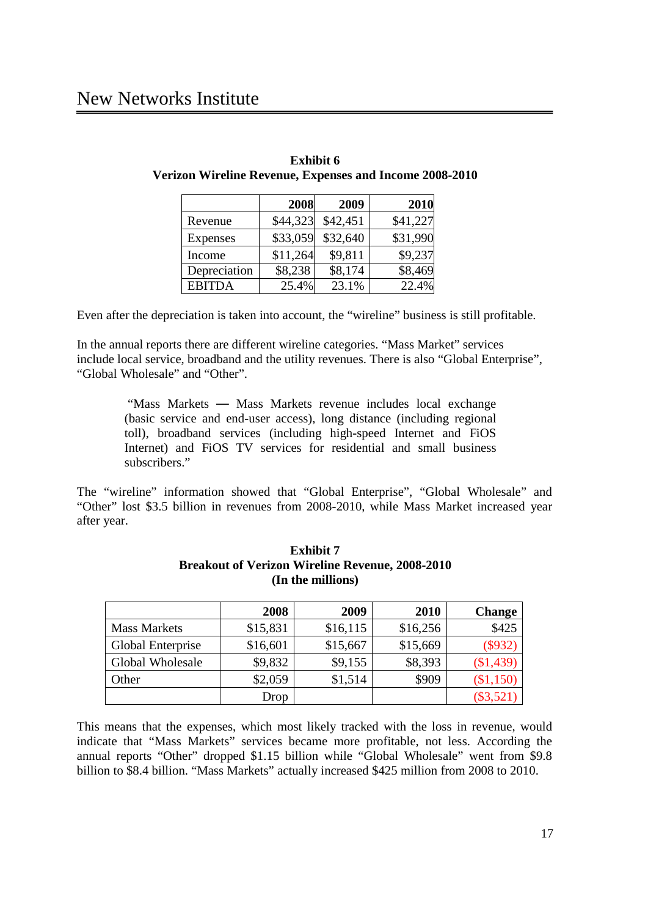**Exhibit 6**
**Verizon Wireline Revenue, Expenses and Income 2008-2010**

| | 2008 | 2009 | 2010 |
|---|---|---|---|
| Revenue | $44,323 | $42,451 | $41,227 |
| Expenses | $33,059 | $32,640 | $31,990 |
| Income | $11,264 | $9,811 | $9,237 |
| Depreciation | $8,238 | $8,174 | $8,469 |
| EBITDA | 25.4% | 23.1% | 22.4% |

Even after the depreciation is taken into account, the "wireline" business is still profitable.

In the annual reports there are different wireline categories. "Mass Market" services include local service, broadband and the utility revenues. There is also "Global Enterprise", "Global Wholesale" and "Other".

> "Mass Markets — Mass Markets revenue includes local exchange (basic service and end-user access), long distance (including regional toll), broadband services (including high-speed Internet and FiOS Internet) and FiOS TV services for residential and small business subscribers."

The "wireline" information showed that "Global Enterprise", "Global Wholesale" and "Other" lost $3.5 billion in revenues from 2008-2010, while Mass Market increased year after year.

**Exhibit 7**
**Breakout of Verizon Wireline Revenue, 2008-2010**
**(In the millions)**

| | 2008 | 2009 | 2010 | Change |
|---|---|---|---|---|
| Mass Markets | $15,831 | $16,115 | $16,256 | $425 |
| Global Enterprise | $16,601 | $15,667 | $15,669 | ($932) |
| Global Wholesale | $9,832 | $9,155 | $8,393 | ($1,439) |
| Other | $2,059 | $1,514 | $909 | ($1,150) |
| | Drop | | | ($3,521) |

This means that the expenses, which most likely tracked with the loss in revenue, would indicate that "Mass Markets" services became more profitable, not less. According the annual reports "Other" dropped $1.15 billion while "Global Wholesale" went from $9.8 billion to $8.4 billion. "Mass Markets" actually increased $425 million from 2008 to 2010.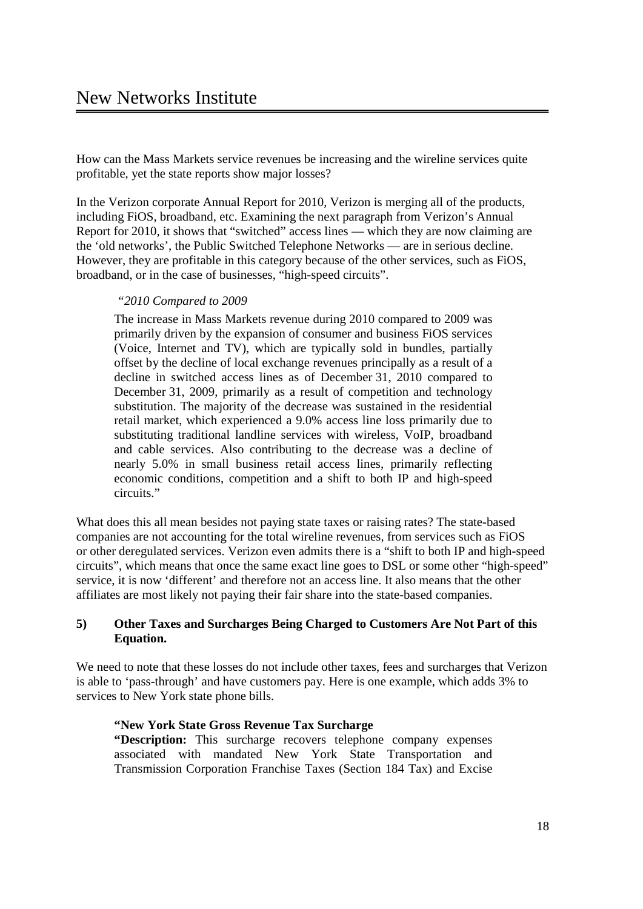How can the Mass Markets service revenues be increasing and the wireline services quite profitable, yet the state reports show major losses?

In the Verizon corporate Annual Report for 2010, Verizon is merging all of the products, including FiOS, broadband, etc. Examining the next paragraph from Verizon's Annual Report for 2010, it shows that "switched" access lines — which they are now claiming are the 'old networks', the Public Switched Telephone Networks — are in serious decline. However, they are profitable in this category because of the other services, such as FiOS, broadband, or in the case of businesses, "high-speed circuits".

> "*2010 Compared to 2009*
>
> The increase in Mass Markets revenue during 2010 compared to 2009 was primarily driven by the expansion of consumer and business FiOS services (Voice, Internet and TV), which are typically sold in bundles, partially offset by the decline of local exchange revenues principally as a result of a decline in switched access lines as of December 31, 2010 compared to December 31, 2009, primarily as a result of competition and technology substitution. The majority of the decrease was sustained in the residential retail market, which experienced a 9.0% access line loss primarily due to substituting traditional landline services with wireless, VoIP, broadband and cable services. Also contributing to the decrease was a decline of nearly 5.0% in small business retail access lines, primarily reflecting economic conditions, competition and a shift to both IP and high-speed circuits."

What does this all mean besides not paying state taxes or raising rates? The state-based companies are not accounting for the total wireline revenues, from services such as FiOS or other deregulated services. Verizon even admits there is a "shift to both IP and high-speed circuits", which means that once the same exact line goes to DSL or some other "high-speed" service, it is now 'different' and therefore not an access line. It also means that the other affiliates are most likely not paying their fair share into the state-based companies.

### 5) Other Taxes and Surcharges Being Charged to Customers Are Not Part of this Equation.

We need to note that these losses do not include other taxes, fees and surcharges that Verizon is able to 'pass-through' and have customers pay. Here is one example, which adds 3% to services to New York state phone bills.

> **"New York State Gross Revenue Tax Surcharge**
>
> **"Description:** This surcharge recovers telephone company expenses associated with mandated New York State Transportation and Transmission Corporation Franchise Taxes (Section 184 Tax) and Excise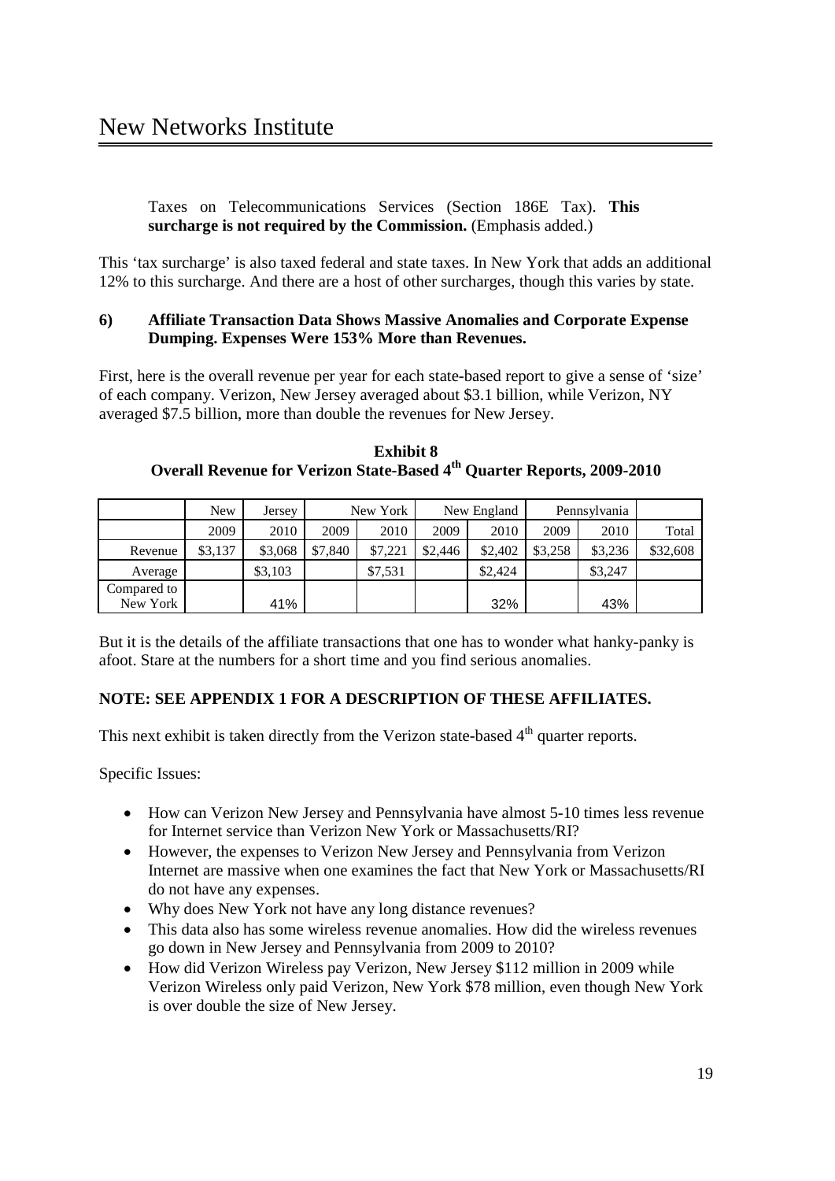Taxes on Telecommunications Services (Section 186E Tax). **This surcharge is not required by the Commission.** (Emphasis added.)

This 'tax surcharge' is also taxed federal and state taxes. In New York that adds an additional 12% to this surcharge. And there are a host of other surcharges, though this varies by state.

**6) Affiliate Transaction Data Shows Massive Anomalies and Corporate Expense Dumping. Expenses Were 153% More than Revenues.**

First, here is the overall revenue per year for each state-based report to give a sense of 'size' of each company. Verizon, New Jersey averaged about $3.1 billion, while Verizon, NY averaged $7.5 billion, more than double the revenues for New Jersey.

**Exhibit 8**
**Overall Revenue for Verizon State-Based 4th Quarter Reports, 2009-2010**

| | New | Jersey | | New York | | New England | | Pennsylvania | |
|---|---|---|---|---|---|---|---|---|---|
| | 2009 | 2010 | 2009 | 2010 | 2009 | 2010 | 2009 | 2010 | Total |
| Revenue | $3,137 | $3,068 | $7,840 | $7,221 | $2,446 | $2,402 | $3,258 | $3,236 | $32,608 |
| Average | | $3,103 | | $7,531 | | $2,424 | | $3,247 | |
| Compared to New York | | 41% | | | | 32% | | 43% | |

But it is the details of the affiliate transactions that one has to wonder what hanky-panky is afoot. Stare at the numbers for a short time and you find serious anomalies.

**NOTE: SEE APPENDIX 1 FOR A DESCRIPTION OF THESE AFFILIATES.**

This next exhibit is taken directly from the Verizon state-based 4th quarter reports.

Specific Issues:

- How can Verizon New Jersey and Pennsylvania have almost 5-10 times less revenue for Internet service than Verizon New York or Massachusetts/RI?
- However, the expenses to Verizon New Jersey and Pennsylvania from Verizon Internet are massive when one examines the fact that New York or Massachusetts/RI do not have any expenses.
- Why does New York not have any long distance revenues?
- This data also has some wireless revenue anomalies. How did the wireless revenues go down in New Jersey and Pennsylvania from 2009 to 2010?
- How did Verizon Wireless pay Verizon, New Jersey $112 million in 2009 while Verizon Wireless only paid Verizon, New York $78 million, even though New York is over double the size of New Jersey.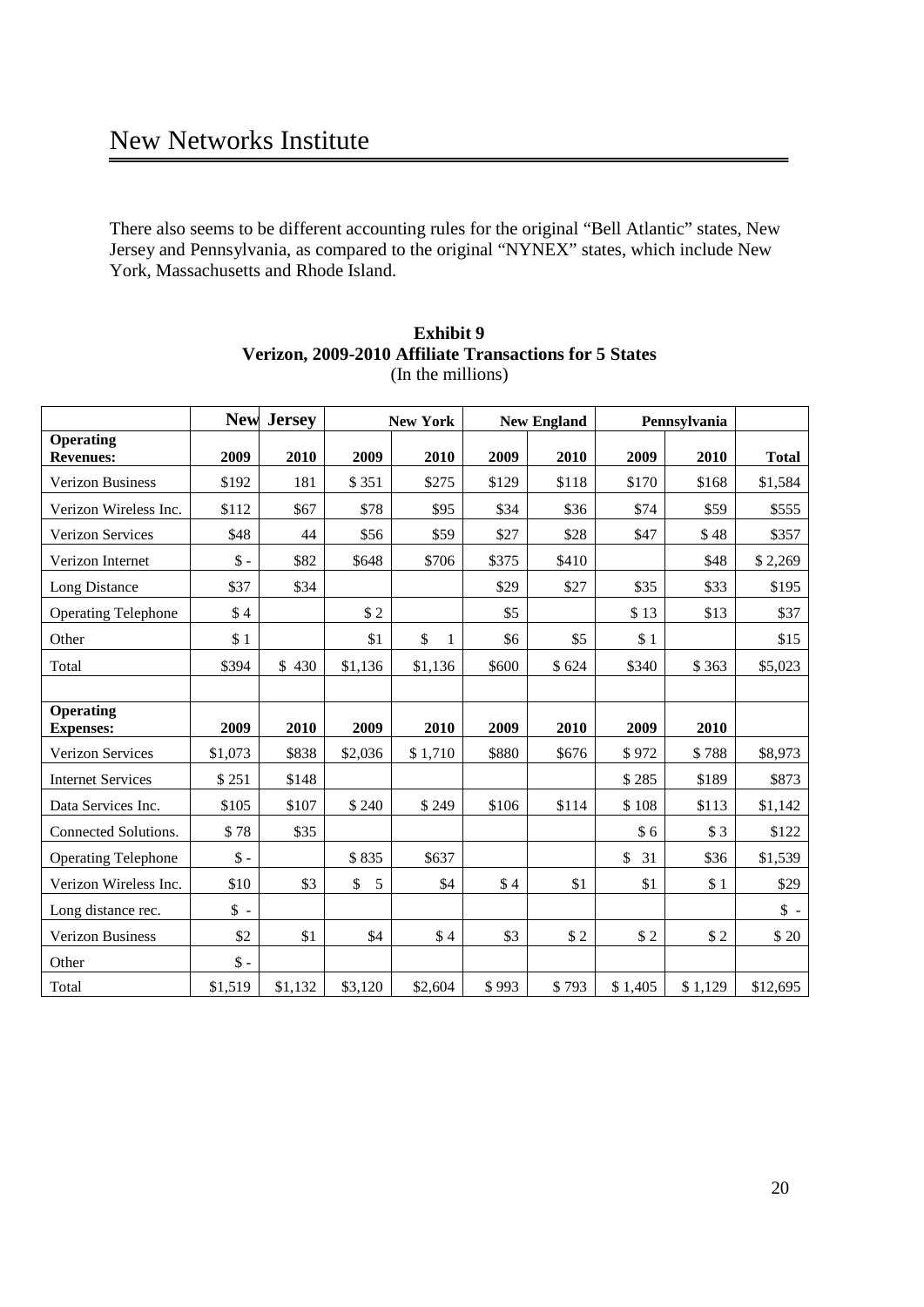There also seems to be different accounting rules for the original "Bell Atlantic" states, New Jersey and Pennsylvania, as compared to the original "NYNEX" states, which include New York, Massachusetts and Rhode Island.

**Exhibit 9**
**Verizon, 2009-2010 Affiliate Transactions for 5 States**
(In the millions)

| | New Jersey | | New York | | New England | | Pennsylvania | | |
|---|---|---|---|---|---|---|---|---|---|
| **Operating Revenues:** | **2009** | **2010** | **2009** | **2010** | **2009** | **2010** | **2009** | **2010** | **Total** |
| Verizon Business | $192 | 181 | $ 351 | $275 | $129 | $118 | $170 | $168 | $1,584 |
| Verizon Wireless Inc. | $112 | $67 | $78 | $95 | $34 | $36 | $74 | $59 | $555 |
| Verizon Services | $48 | 44 | $56 | $59 | $27 | $28 | $47 | $ 48 | $357 |
| Verizon Internet | $ - | $82 | $648 | $706 | $375 | $410 | | $48 | $ 2,269 |
| Long Distance | $37 | $34 | | | $29 | $27 | $35 | $33 | $195 |
| Operating Telephone | $ 4 | | $ 2 | | $5 | | $ 13 | $13 | $37 |
| Other | $ 1 | | $1 | $ 1 | $6 | $5 | $ 1 | | $15 |
| Total | $394 | $ 430 | $1,136 | $1,136 | $600 | $ 624 | $340 | $ 363 | $5,023 |
| | | | | | | | | | |
| **Operating Expenses:** | **2009** | **2010** | **2009** | **2010** | **2009** | **2010** | **2009** | **2010** | |
| Verizon Services | $1,073 | $838 | $2,036 | $ 1,710 | $880 | $676 | $ 972 | $ 788 | $8,973 |
| Internet Services | $ 251 | $148 | | | | | $ 285 | $189 | $873 |
| Data Services Inc. | $105 | $107 | $ 240 | $ 249 | $106 | $114 | $ 108 | $113 | $1,142 |
| Connected Solutions. | $ 78 | $35 | | | | | $ 6 | $ 3 | $122 |
| Operating Telephone | $ - | | $ 835 | $637 | | | $ 31 | $36 | $1,539 |
| Verizon Wireless Inc. | $10 | $3 | $ 5 | $4 | $ 4 | $1 | $1 | $ 1 | $29 |
| Long distance rec. | $ - | | | | | | | | $ - |
| Verizon Business | $2 | $1 | $4 | $ 4 | $3 | $ 2 | $ 2 | $ 2 | $ 20 |
| Other | $ - | | | | | | | | |
| Total | $1,519 | $1,132 | $3,120 | $2,604 | $ 993 | $ 793 | $ 1,405 | $ 1,129 | $12,695 |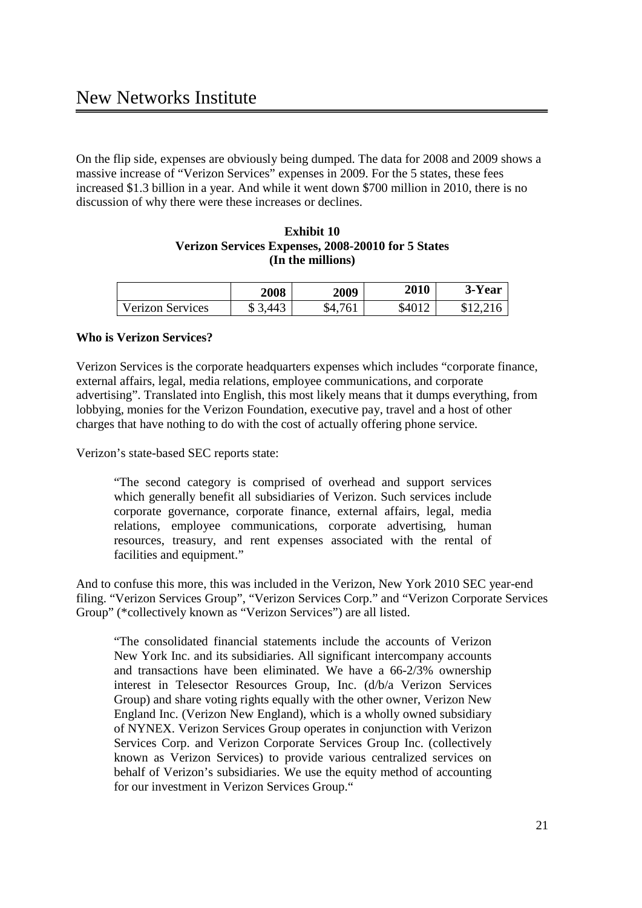On the flip side, expenses are obviously being dumped. The data for 2008 and 2009 shows a massive increase of "Verizon Services" expenses in 2009. For the 5 states, these fees increased $1.3 billion in a year. And while it went down $700 million in 2010, there is no discussion of why there were these increases or declines.

**Exhibit 10**
**Verizon Services Expenses, 2008-20010 for 5 States**
**(In the millions)**

| | 2008 | 2009 | 2010 | 3-Year |
|---|---|---|---|---|
| Verizon Services | $ 3,443 | $4,761 | $4012 | $12,216 |

**Who is Verizon Services?**

Verizon Services is the corporate headquarters expenses which includes "corporate finance, external affairs, legal, media relations, employee communications, and corporate advertising". Translated into English, this most likely means that it dumps everything, from lobbying, monies for the Verizon Foundation, executive pay, travel and a host of other charges that have nothing to do with the cost of actually offering phone service.

Verizon's state-based SEC reports state:

> "The second category is comprised of overhead and support services which generally benefit all subsidiaries of Verizon. Such services include corporate governance, corporate finance, external affairs, legal, media relations, employee communications, corporate advertising, human resources, treasury, and rent expenses associated with the rental of facilities and equipment."

And to confuse this more, this was included in the Verizon, New York 2010 SEC year-end filing. "Verizon Services Group", "Verizon Services Corp." and "Verizon Corporate Services Group" (*collectively known as "Verizon Services") are all listed.

> "The consolidated financial statements include the accounts of Verizon New York Inc. and its subsidiaries. All significant intercompany accounts and transactions have been eliminated. We have a 66-2/3% ownership interest in Telesector Resources Group, Inc. (d/b/a Verizon Services Group) and share voting rights equally with the other owner, Verizon New England Inc. (Verizon New England), which is a wholly owned subsidiary of NYNEX. Verizon Services Group operates in conjunction with Verizon Services Corp. and Verizon Corporate Services Group Inc. (collectively known as Verizon Services) to provide various centralized services on behalf of Verizon's subsidiaries. We use the equity method of accounting for our investment in Verizon Services Group."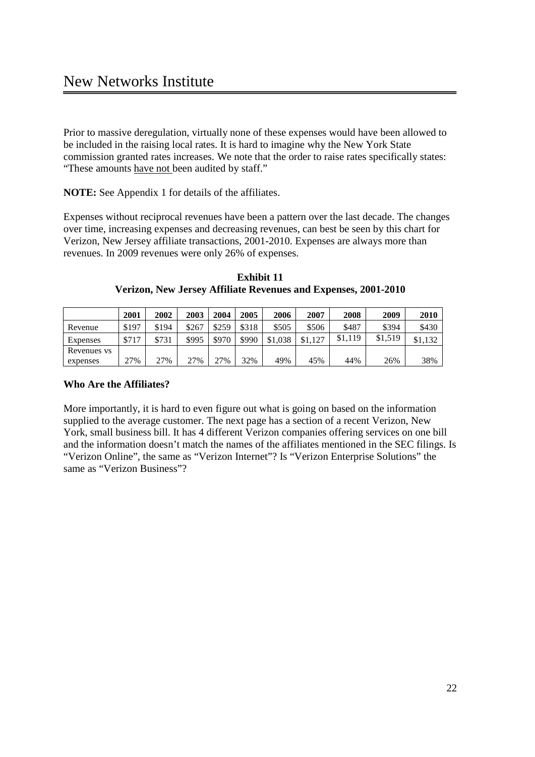Prior to massive deregulation, virtually none of these expenses would have been allowed to be included in the raising local rates. It is hard to imagine why the New York State commission granted rates increases. We note that the order to raise rates specifically states: "These amounts have not been audited by staff."

**NOTE:** See Appendix 1 for details of the affiliates.

Expenses without reciprocal revenues have been a pattern over the last decade. The changes over time, increasing expenses and decreasing revenues, can best be seen by this chart for Verizon, New Jersey affiliate transactions, 2001-2010. Expenses are always more than revenues. In 2009 revenues were only 26% of expenses.

**Exhibit 11**
**Verizon, New Jersey Affiliate Revenues and Expenses, 2001-2010**

| | 2001 | 2002 | 2003 | 2004 | 2005 | 2006 | 2007 | 2008 | 2009 | 2010 |
|---|---|---|---|---|---|---|---|---|---|---|
| Revenue | $197 | $194 | $267 | $259 | $318 | $505 | $506 | $487 | $394 | $430 |
| Expenses | $717 | $731 | $995 | $970 | $990 | $1,038 | $1,127 | $1,119 | $1,519 | $1,132 |
| Revenues vs expenses | 27% | 27% | 27% | 27% | 32% | 49% | 45% | 44% | 26% | 38% |

### Who Are the Affiliates?

More importantly, it is hard to even figure out what is going on based on the information supplied to the average customer. The next page has a section of a recent Verizon, New York, small business bill. It has 4 different Verizon companies offering services on one bill and the information doesn't match the names of the affiliates mentioned in the SEC filings. Is "Verizon Online", the same as "Verizon Internet"? Is "Verizon Enterprise Solutions" the same as "Verizon Business"?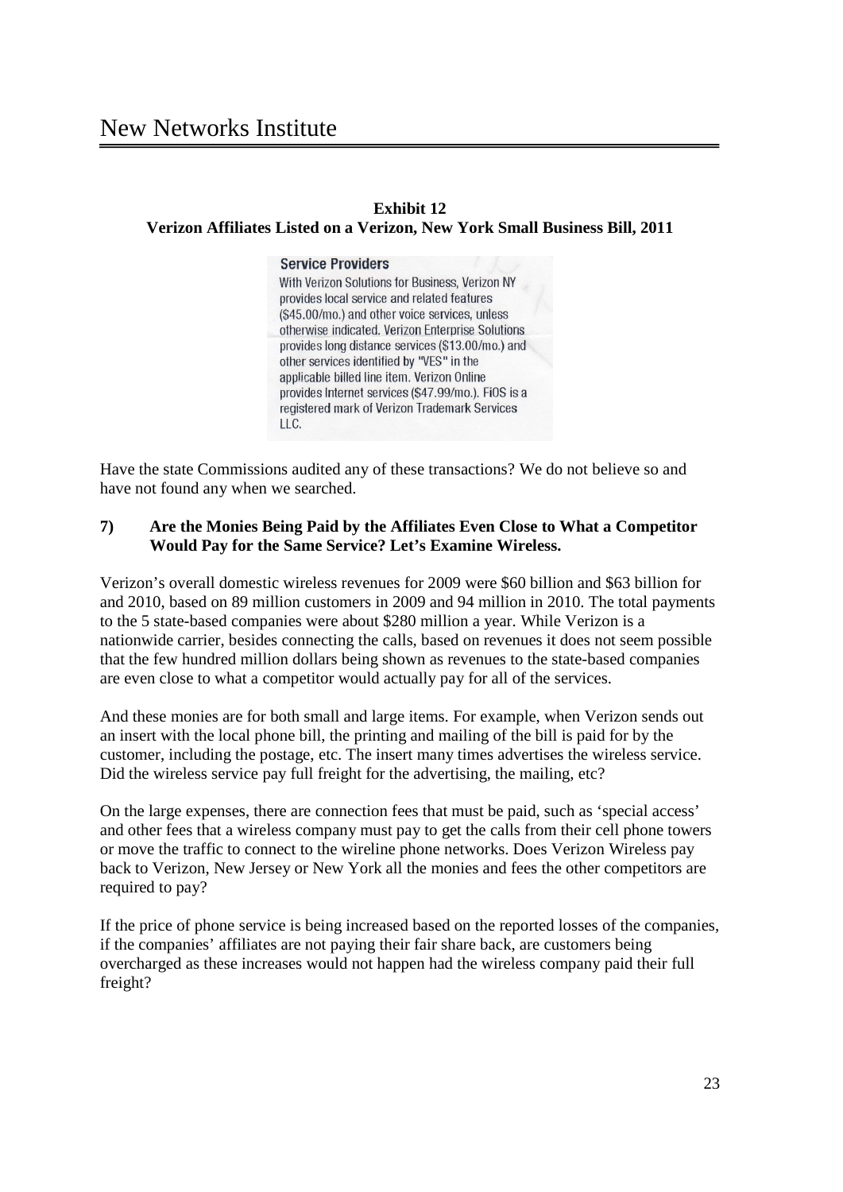**Exhibit 12**
**Verizon Affiliates Listed on a Verizon, New York Small Business Bill, 2011**

**Service Providers**
With Verizon Solutions for Business, Verizon NY provides local service and related features ($45.00/mo.) and other voice services, unless otherwise indicated. Verizon Enterprise Solutions provides long distance services ($13.00/mo.) and other services identified by "VES" in the applicable billed line item. Verizon Online provides Internet services ($47.99/mo.). FiOS is a registered mark of Verizon Trademark Services LLC.

Have the state Commissions audited any of these transactions? We do not believe so and have not found any when we searched.

### 7) Are the Monies Being Paid by the Affiliates Even Close to What a Competitor Would Pay for the Same Service? Let's Examine Wireless.

Verizon's overall domestic wireless revenues for 2009 were $60 billion and $63 billion for and 2010, based on 89 million customers in 2009 and 94 million in 2010. The total payments to the 5 state-based companies were about $280 million a year. While Verizon is a nationwide carrier, besides connecting the calls, based on revenues it does not seem possible that the few hundred million dollars being shown as revenues to the state-based companies are even close to what a competitor would actually pay for all of the services.

And these monies are for both small and large items. For example, when Verizon sends out an insert with the local phone bill, the printing and mailing of the bill is paid for by the customer, including the postage, etc. The insert many times advertises the wireless service. Did the wireless service pay full freight for the advertising, the mailing, etc?

On the large expenses, there are connection fees that must be paid, such as 'special access' and other fees that a wireless company must pay to get the calls from their cell phone towers or move the traffic to connect to the wireline phone networks. Does Verizon Wireless pay back to Verizon, New Jersey or New York all the monies and fees the other competitors are required to pay?

If the price of phone service is being increased based on the reported losses of the companies, if the companies' affiliates are not paying their fair share back, are customers being overcharged as these increases would not happen had the wireless company paid their full freight?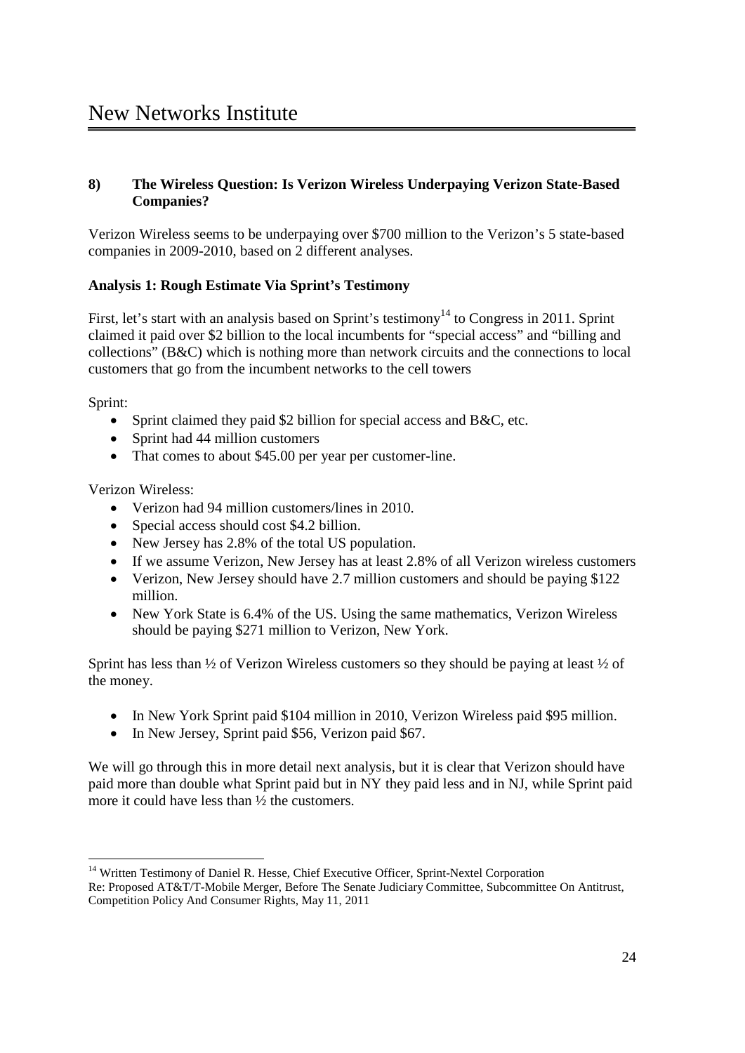## 8) The Wireless Question: Is Verizon Wireless Underpaying Verizon State-Based Companies?

Verizon Wireless seems to be underpaying over $700 million to the Verizon's 5 state-based companies in 2009-2010, based on 2 different analyses.

### Analysis 1: Rough Estimate Via Sprint's Testimony

First, let's start with an analysis based on Sprint's testimony[14] to Congress in 2011. Sprint claimed it paid over $2 billion to the local incumbents for "special access" and "billing and collections" (B&C) which is nothing more than network circuits and the connections to local customers that go from the incumbent networks to the cell towers

Sprint:

- Sprint claimed they paid $2 billion for special access and B&C, etc.
- Sprint had 44 million customers
- That comes to about $45.00 per year per customer-line.

Verizon Wireless:

- Verizon had 94 million customers/lines in 2010.
- Special access should cost $4.2 billion.
- New Jersey has 2.8% of the total US population.
- If we assume Verizon, New Jersey has at least 2.8% of all Verizon wireless customers
- Verizon, New Jersey should have 2.7 million customers and should be paying $122 million.
- New York State is 6.4% of the US. Using the same mathematics, Verizon Wireless should be paying $271 million to Verizon, New York.

Sprint has less than ½ of Verizon Wireless customers so they should be paying at least ½ of the money.

- In New York Sprint paid $104 million in 2010, Verizon Wireless paid $95 million.
- In New Jersey, Sprint paid $56, Verizon paid $67.

We will go through this in more detail next analysis, but it is clear that Verizon should have paid more than double what Sprint paid but in NY they paid less and in NJ, while Sprint paid more it could have less than ½ the customers.

---

[14] Written Testimony of Daniel R. Hesse, Chief Executive Officer, Sprint-Nextel Corporation
Re: Proposed AT&T/T-Mobile Merger, Before The Senate Judiciary Committee, Subcommittee On Antitrust, Competition Policy And Consumer Rights, May 11, 2011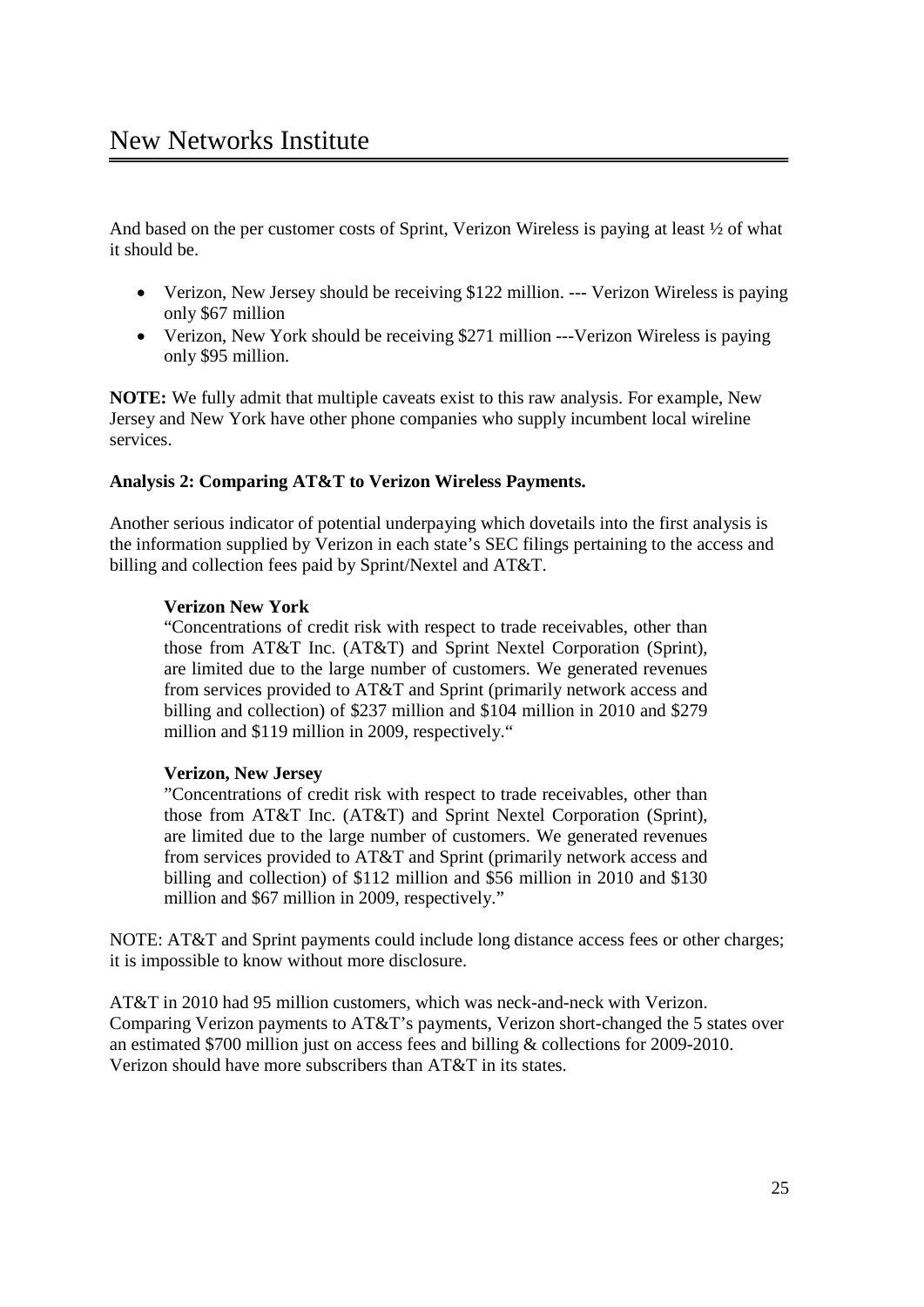And based on the per customer costs of Sprint, Verizon Wireless is paying at least ½ of what it should be.

- Verizon, New Jersey should be receiving \$122 million. --- Verizon Wireless is paying only \$67 million
- Verizon, New York should be receiving \$271 million ---Verizon Wireless is paying only \$95 million.

**NOTE:** We fully admit that multiple caveats exist to this raw analysis. For example, New Jersey and New York have other phone companies who supply incumbent local wireline services.

**Analysis 2: Comparing AT&T to Verizon Wireless Payments.**

Another serious indicator of potential underpaying which dovetails into the first analysis is the information supplied by Verizon in each state's SEC filings pertaining to the access and billing and collection fees paid by Sprint/Nextel and AT&T.

> **Verizon New York**
>
> "Concentrations of credit risk with respect to trade receivables, other than those from AT&T Inc. (AT&T) and Sprint Nextel Corporation (Sprint), are limited due to the large number of customers. We generated revenues from services provided to AT&T and Sprint (primarily network access and billing and collection) of \$237 million and \$104 million in 2010 and \$279 million and \$119 million in 2009, respectively."
>
> **Verizon, New Jersey**
>
> "Concentrations of credit risk with respect to trade receivables, other than those from AT&T Inc. (AT&T) and Sprint Nextel Corporation (Sprint), are limited due to the large number of customers. We generated revenues from services provided to AT&T and Sprint (primarily network access and billing and collection) of \$112 million and \$56 million in 2010 and \$130 million and \$67 million in 2009, respectively."

NOTE: AT&T and Sprint payments could include long distance access fees or other charges; it is impossible to know without more disclosure.

AT&T in 2010 had 95 million customers, which was neck-and-neck with Verizon. Comparing Verizon payments to AT&T's payments, Verizon short-changed the 5 states over an estimated \$700 million just on access fees and billing & collections for 2009-2010. Verizon should have more subscribers than AT&T in its states.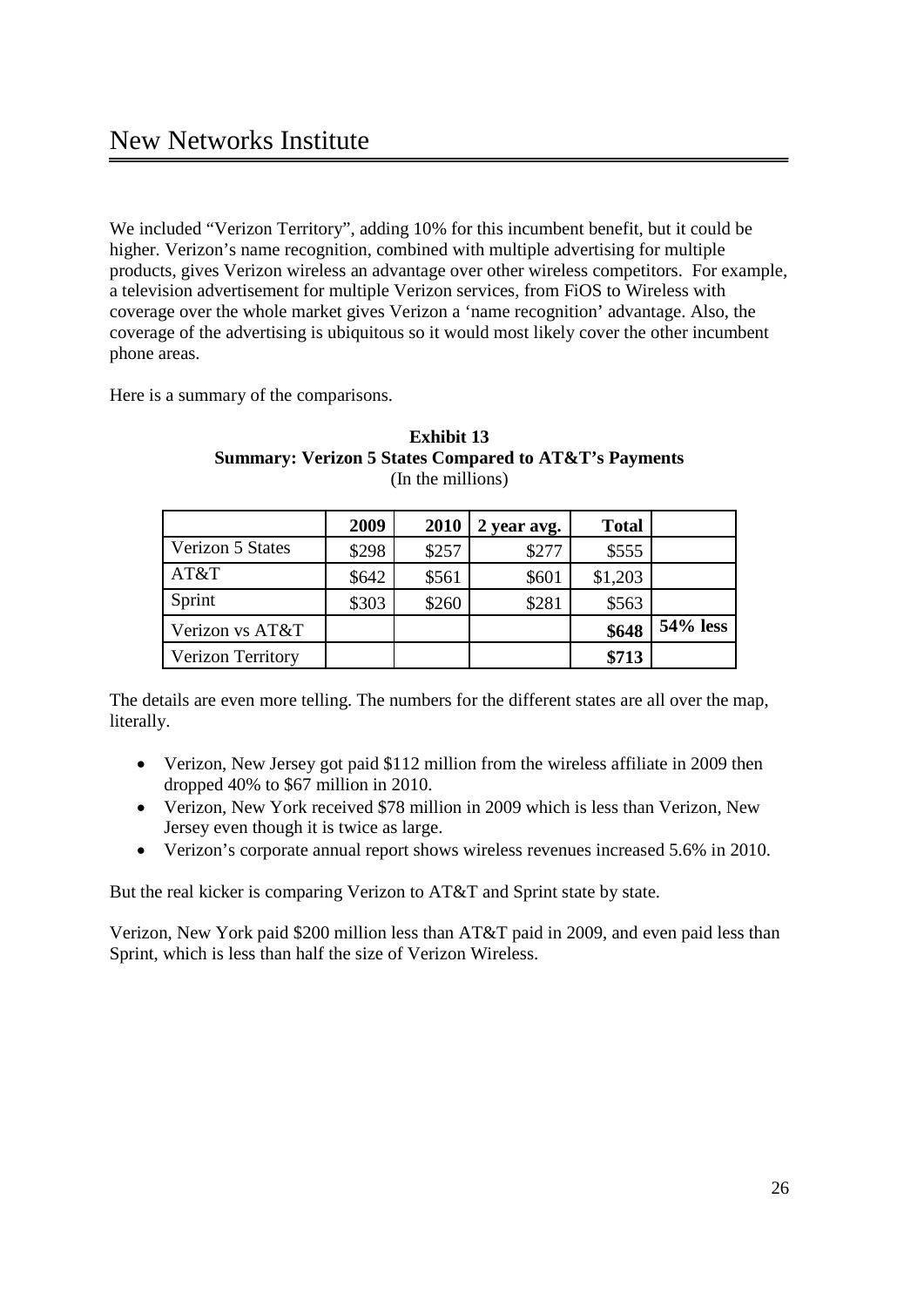We included "Verizon Territory", adding 10% for this incumbent benefit, but it could be higher. Verizon's name recognition, combined with multiple advertising for multiple products, gives Verizon wireless an advantage over other wireless competitors. For example, a television advertisement for multiple Verizon services, from FiOS to Wireless with coverage over the whole market gives Verizon a 'name recognition' advantage. Also, the coverage of the advertising is ubiquitous so it would most likely cover the other incumbent phone areas.

Here is a summary of the comparisons.

**Exhibit 13**
**Summary: Verizon 5 States Compared to AT&T's Payments**
(In the millions)

| | 2009 | 2010 | 2 year avg. | Total | |
|---|---|---|---|---|---|
| Verizon 5 States | $298 | $257 | $277 | $555 | |
| AT&T | $642 | $561 | $601 | $1,203 | |
| Sprint | $303 | $260 | $281 | $563 | |
| Verizon vs AT&T | | | | **$648** | **54% less** |
| Verizon Territory | | | | **$713** | |

The details are even more telling. The numbers for the different states are all over the map, literally.

- Verizon, New Jersey got paid $112 million from the wireless affiliate in 2009 then dropped 40% to $67 million in 2010.
- Verizon, New York received $78 million in 2009 which is less than Verizon, New Jersey even though it is twice as large.
- Verizon's corporate annual report shows wireless revenues increased 5.6% in 2010.

But the real kicker is comparing Verizon to AT&T and Sprint state by state.

Verizon, New York paid $200 million less than AT&T paid in 2009, and even paid less than Sprint, which is less than half the size of Verizon Wireless.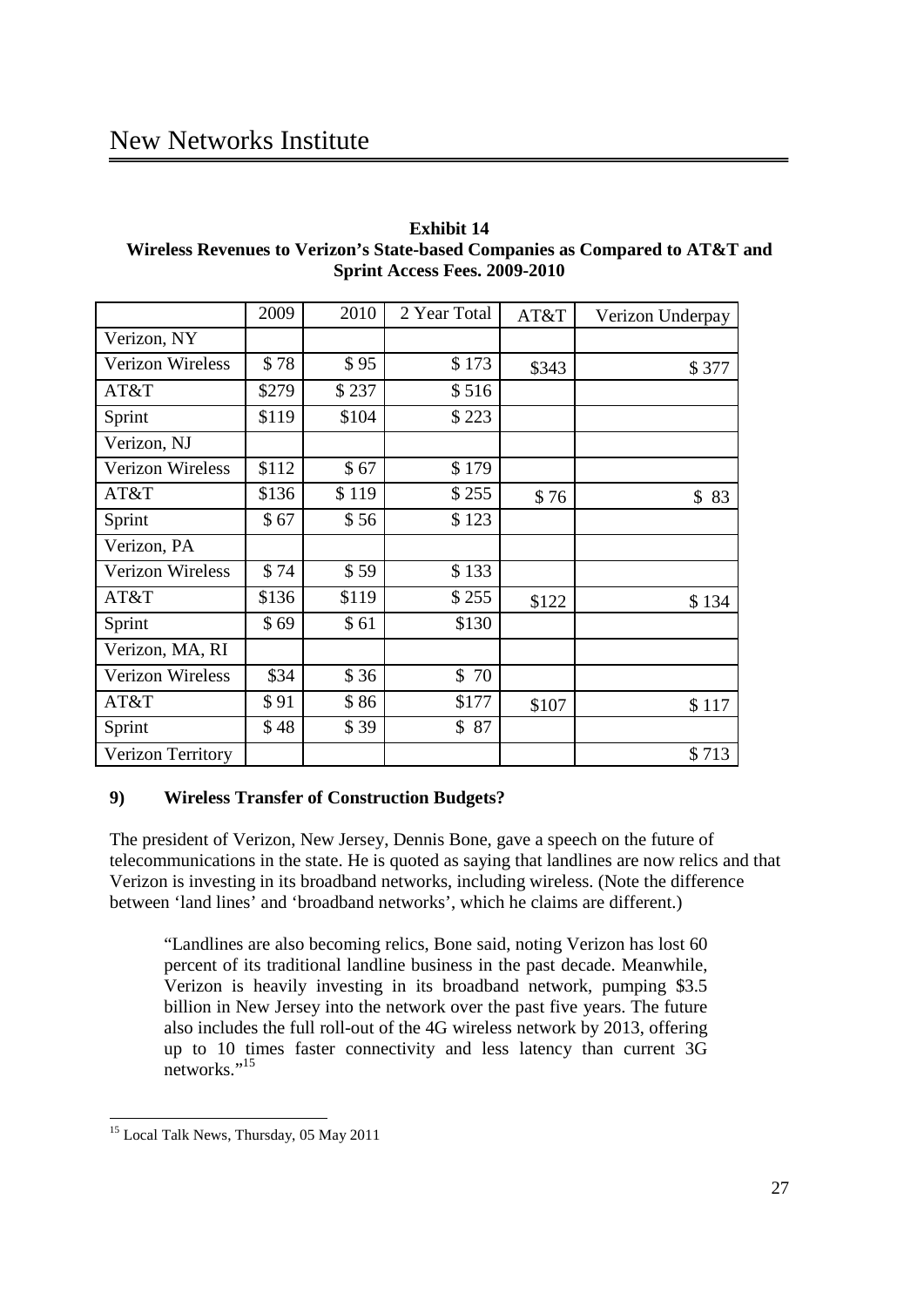**Exhibit 14**
**Wireless Revenues to Verizon's State-based Companies as Compared to AT&T and Sprint Access Fees. 2009-2010**

| | 2009 | 2010 | 2 Year Total | AT&T | Verizon Underpay |
|---|---|---|---|---|---|
| Verizon, NY | | | | | |
| Verizon Wireless | $ 78 | $ 95 | $ 173 | $343 | $ 377 |
| AT&T | $279 | $ 237 | $ 516 | | |
| Sprint | $119 | $104 | $ 223 | | |
| Verizon, NJ | | | | | |
| Verizon Wireless | $112 | $ 67 | $ 179 | | |
| AT&T | $136 | $ 119 | $ 255 | $ 76 | $ 83 |
| Sprint | $ 67 | $ 56 | $ 123 | | |
| Verizon, PA | | | | | |
| Verizon Wireless | $ 74 | $ 59 | $ 133 | | |
| AT&T | $136 | $119 | $ 255 | $122 | $ 134 |
| Sprint | $ 69 | $ 61 | $130 | | |
| Verizon, MA, RI | | | | | |
| Verizon Wireless | $34 | $ 36 | $ 70 | | |
| AT&T | $ 91 | $ 86 | $177 | $107 | $ 117 |
| Sprint | $ 48 | $ 39 | $ 87 | | |
| Verizon Territory | | | | | $ 713 |

### 9) Wireless Transfer of Construction Budgets?

The president of Verizon, New Jersey, Dennis Bone, gave a speech on the future of telecommunications in the state. He is quoted as saying that landlines are now relics and that Verizon is investing in its broadband networks, including wireless. (Note the difference between 'land lines' and 'broadband networks', which he claims are different.)

> "Landlines are also becoming relics, Bone said, noting Verizon has lost 60 percent of its traditional landline business in the past decade. Meanwhile, Verizon is heavily investing in its broadband network, pumping $3.5 billion in New Jersey into the network over the past five years. The future also includes the full roll-out of the 4G wireless network by 2013, offering up to 10 times faster connectivity and less latency than current 3G networks."[15]

[15] Local Talk News, Thursday, 05 May 2011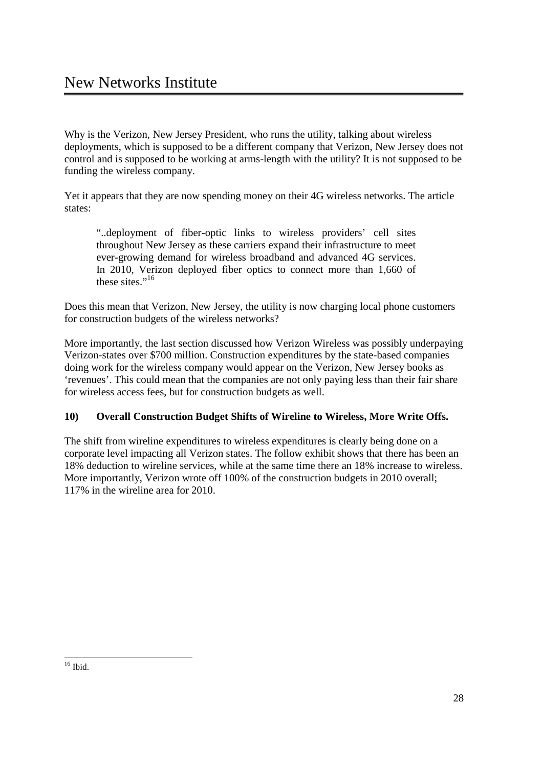Why is the Verizon, New Jersey President, who runs the utility, talking about wireless deployments, which is supposed to be a different company that Verizon, New Jersey does not control and is supposed to be working at arms-length with the utility? It is not supposed to be funding the wireless company.

Yet it appears that they are now spending money on their 4G wireless networks. The article states:

> "..deployment of fiber-optic links to wireless providers' cell sites throughout New Jersey as these carriers expand their infrastructure to meet ever-growing demand for wireless broadband and advanced 4G services. In 2010, Verizon deployed fiber optics to connect more than 1,660 of these sites."[16]

Does this mean that Verizon, New Jersey, the utility is now charging local phone customers for construction budgets of the wireless networks?

More importantly, the last section discussed how Verizon Wireless was possibly underpaying Verizon-states over $700 million. Construction expenditures by the state-based companies doing work for the wireless company would appear on the Verizon, New Jersey books as 'revenues'. This could mean that the companies are not only paying less than their fair share for wireless access fees, but for construction budgets as well.

**10) Overall Construction Budget Shifts of Wireline to Wireless, More Write Offs.**

The shift from wireline expenditures to wireless expenditures is clearly being done on a corporate level impacting all Verizon states. The follow exhibit shows that there has been an 18% deduction to wireline services, while at the same time there an 18% increase to wireless. More importantly, Verizon wrote off 100% of the construction budgets in 2010 overall; 117% in the wireline area for 2010.

---

[16] Ibid.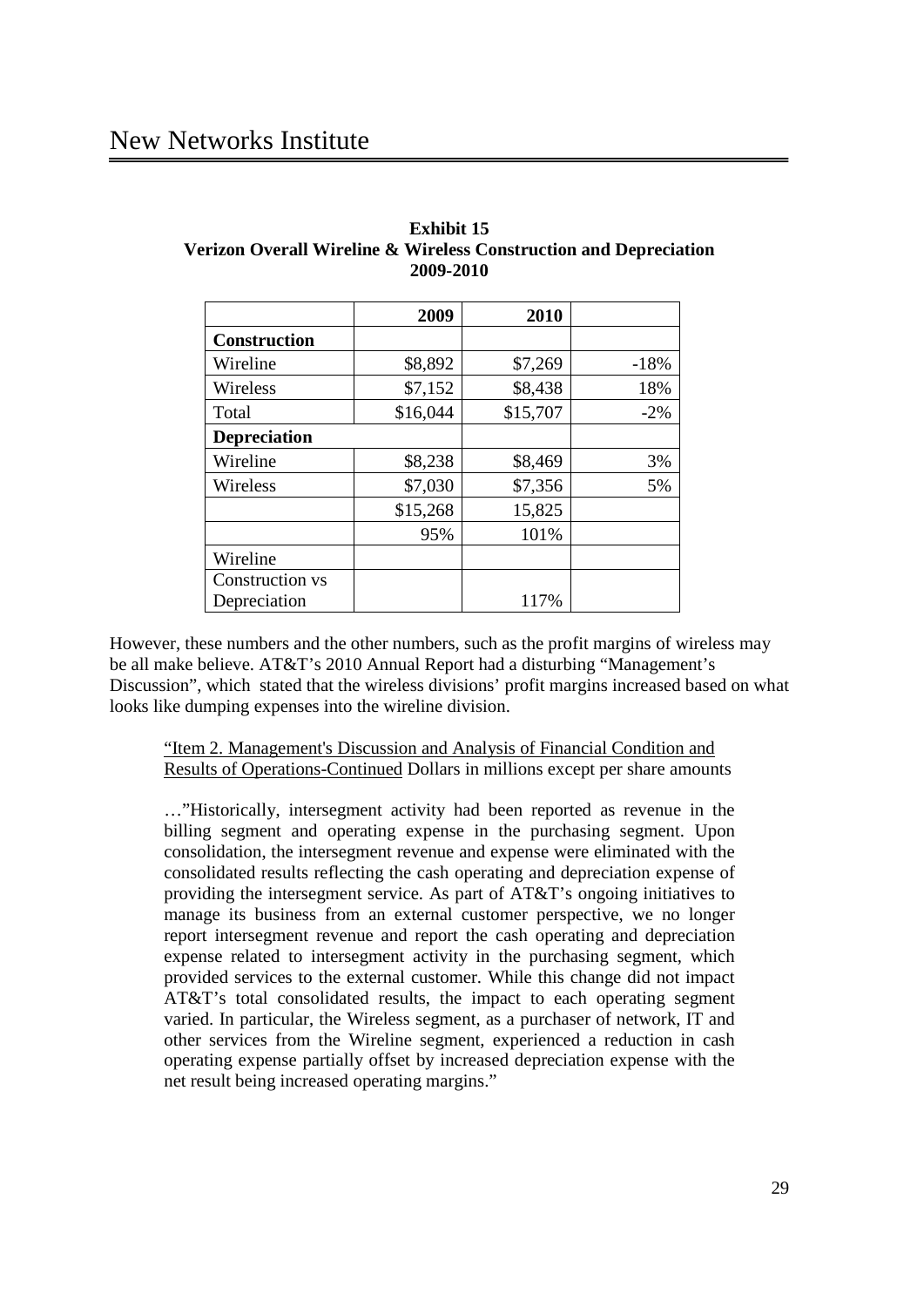**Exhibit 15**
**Verizon Overall Wireline & Wireless Construction and Depreciation**
**2009-2010**

| | 2009 | 2010 | |
|---|---|---|---|
| **Construction** | | | |
| Wireline | $8,892 | $7,269 | -18% |
| Wireless | $7,152 | $8,438 | 18% |
| Total | $16,044 | $15,707 | -2% |
| **Depreciation** | | | |
| Wireline | $8,238 | $8,469 | 3% |
| Wireless | $7,030 | $7,356 | 5% |
| | $15,268 | 15,825 | |
| | 95% | 101% | |
| Wireline | | | |
| Construction vs Depreciation | | 117% | |

However, these numbers and the other numbers, such as the profit margins of wireless may be all make believe. AT&T's 2010 Annual Report had a disturbing "Management's Discussion", which stated that the wireless divisions' profit margins increased based on what looks like dumping expenses into the wireline division.

> "Item 2. Management's Discussion and Analysis of Financial Condition and Results of Operations-Continued Dollars in millions except per share amounts
>
> …"Historically, intersegment activity had been reported as revenue in the billing segment and operating expense in the purchasing segment. Upon consolidation, the intersegment revenue and expense were eliminated with the consolidated results reflecting the cash operating and depreciation expense of providing the intersegment service. As part of AT&T's ongoing initiatives to manage its business from an external customer perspective, we no longer report intersegment revenue and report the cash operating and depreciation expense related to intersegment activity in the purchasing segment, which provided services to the external customer. While this change did not impact AT&T's total consolidated results, the impact to each operating segment varied. In particular, the Wireless segment, as a purchaser of network, IT and other services from the Wireline segment, experienced a reduction in cash operating expense partially offset by increased depreciation expense with the net result being increased operating margins."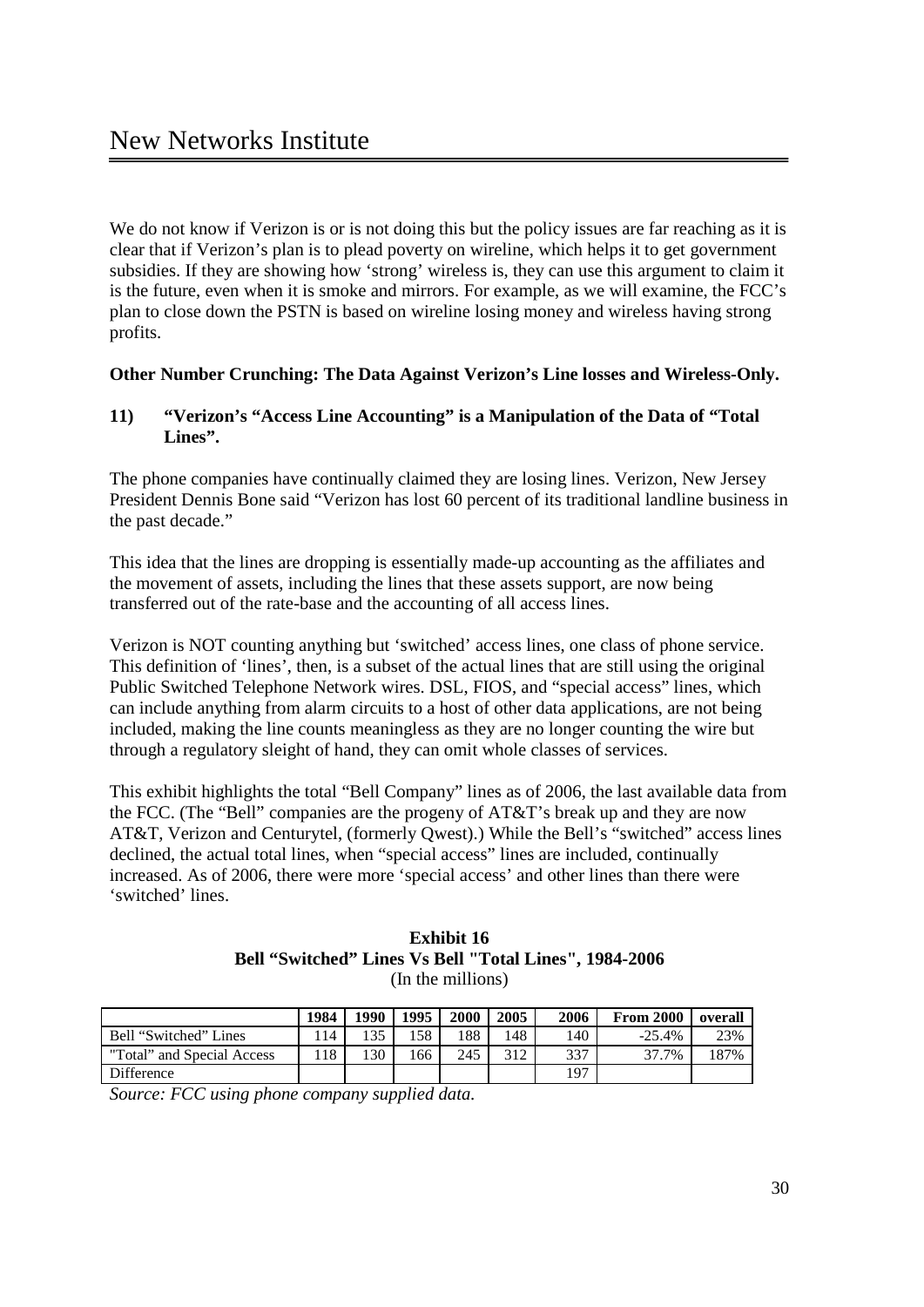We do not know if Verizon is or is not doing this but the policy issues are far reaching as it is clear that if Verizon's plan is to plead poverty on wireline, which helps it to get government subsidies. If they are showing how 'strong' wireless is, they can use this argument to claim it is the future, even when it is smoke and mirrors. For example, as we will examine, the FCC's plan to close down the PSTN is based on wireline losing money and wireless having strong profits.

**Other Number Crunching: The Data Against Verizon's Line losses and Wireless-Only.**

### 11) "Verizon's "Access Line Accounting" is a Manipulation of the Data of "Total Lines".

The phone companies have continually claimed they are losing lines. Verizon, New Jersey President Dennis Bone said "Verizon has lost 60 percent of its traditional landline business in the past decade."

This idea that the lines are dropping is essentially made-up accounting as the affiliates and the movement of assets, including the lines that these assets support, are now being transferred out of the rate-base and the accounting of all access lines.

Verizon is NOT counting anything but 'switched' access lines, one class of phone service. This definition of 'lines', then, is a subset of the actual lines that are still using the original Public Switched Telephone Network wires. DSL, FIOS, and "special access" lines, which can include anything from alarm circuits to a host of other data applications, are not being included, making the line counts meaningless as they are no longer counting the wire but through a regulatory sleight of hand, they can omit whole classes of services.

This exhibit highlights the total "Bell Company" lines as of 2006, the last available data from the FCC. (The "Bell" companies are the progeny of AT&T's break up and they are now AT&T, Verizon and Centurytel, (formerly Qwest).) While the Bell's "switched" access lines declined, the actual total lines, when "special access" lines are included, continually increased. As of 2006, there were more 'special access' and other lines than there were 'switched' lines.

**Exhibit 16**
**Bell "Switched" Lines Vs Bell "Total Lines", 1984-2006**
(In the millions)

| | 1984 | 1990 | 1995 | 2000 | 2005 | 2006 | From 2000 | overall |
|---|---|---|---|---|---|---|---|---|
| Bell "Switched" Lines | 114 | 135 | 158 | 188 | 148 | 140 | -25.4% | 23% |
| "Total" and Special Access | 118 | 130 | 166 | 245 | 312 | 337 | 37.7% | 187% |
| Difference | | | | | | 197 | | |

*Source: FCC using phone company supplied data.*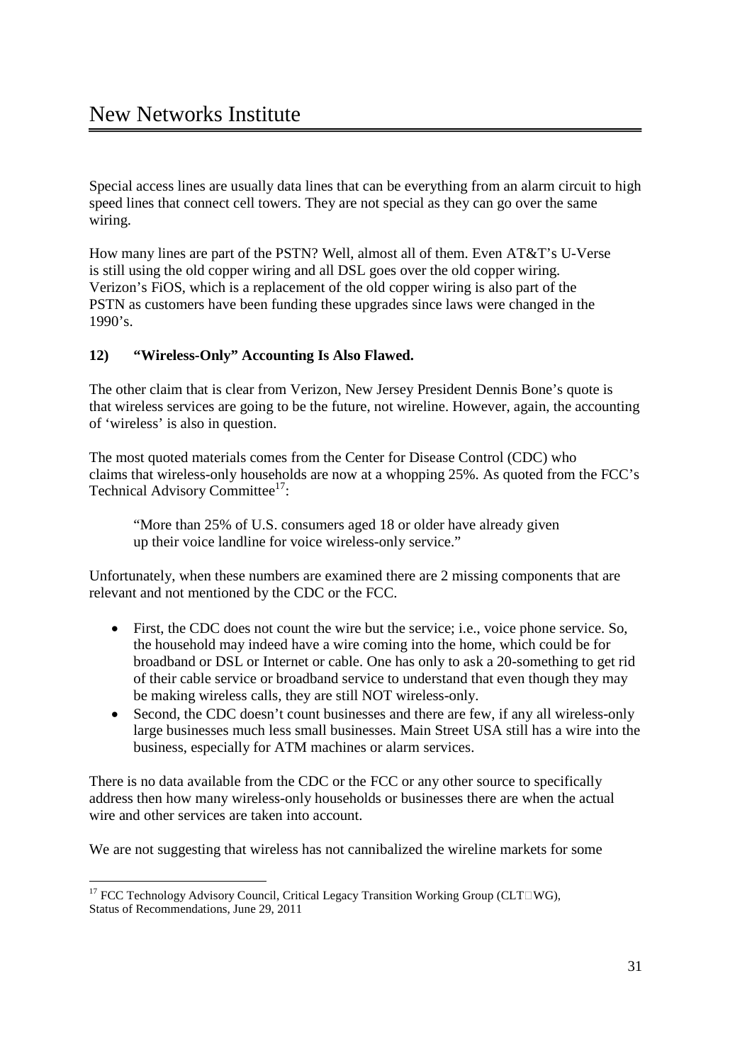Special access lines are usually data lines that can be everything from an alarm circuit to high speed lines that connect cell towers. They are not special as they can go over the same wiring.

How many lines are part of the PSTN? Well, almost all of them. Even AT&T's U-Verse is still using the old copper wiring and all DSL goes over the old copper wiring. Verizon's FiOS, which is a replacement of the old copper wiring is also part of the PSTN as customers have been funding these upgrades since laws were changed in the 1990's.

### 12) "Wireless-Only" Accounting Is Also Flawed.

The other claim that is clear from Verizon, New Jersey President Dennis Bone's quote is that wireless services are going to be the future, not wireline. However, again, the accounting of 'wireless' is also in question.

The most quoted materials comes from the Center for Disease Control (CDC) who claims that wireless-only households are now at a whopping 25%. As quoted from the FCC's Technical Advisory Committee[17]:

> "More than 25% of U.S. consumers aged 18 or older have already given up their voice landline for voice wireless-only service."

Unfortunately, when these numbers are examined there are 2 missing components that are relevant and not mentioned by the CDC or the FCC.

- First, the CDC does not count the wire but the service; i.e., voice phone service. So, the household may indeed have a wire coming into the home, which could be for broadband or DSL or Internet or cable. One has only to ask a 20-something to get rid of their cable service or broadband service to understand that even though they may be making wireless calls, they are still NOT wireless-only.
- Second, the CDC doesn't count businesses and there are few, if any all wireless-only large businesses much less small businesses. Main Street USA still has a wire into the business, especially for ATM machines or alarm services.

There is no data available from the CDC or the FCC or any other source to specifically address then how many wireless-only households or businesses there are when the actual wire and other services are taken into account.

We are not suggesting that wireless has not cannibalized the wireline markets for some

[17] FCC Technology Advisory Council, Critical Legacy Transition Working Group (CLT□WG), Status of Recommendations, June 29, 2011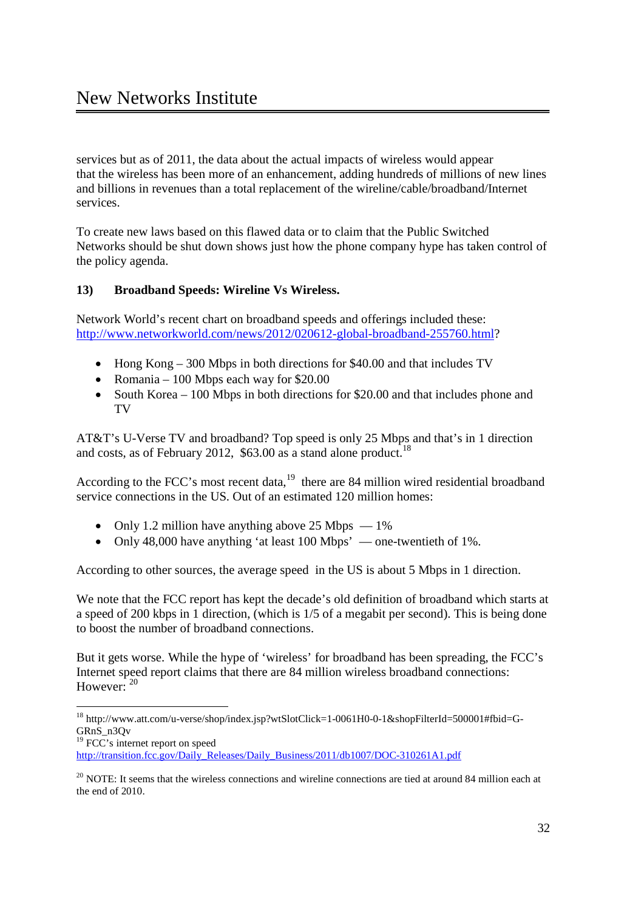services but as of 2011, the data about the actual impacts of wireless would appear that the wireless has been more of an enhancement, adding hundreds of millions of new lines and billions in revenues than a total replacement of the wireline/cable/broadband/Internet services.

To create new laws based on this flawed data or to claim that the Public Switched Networks should be shut down shows just how the phone company hype has taken control of the policy agenda.

**13) Broadband Speeds: Wireline Vs Wireless.**

Network World's recent chart on broadband speeds and offerings included these: http://www.networkworld.com/news/2012/020612-global-broadband-255760.html?

- Hong Kong – 300 Mbps in both directions for $40.00 and that includes TV
- Romania – 100 Mbps each way for $20.00
- South Korea – 100 Mbps in both directions for $20.00 and that includes phone and TV

AT&T's U-Verse TV and broadband? Top speed is only 25 Mbps and that's in 1 direction and costs, as of February 2012, $63.00 as a stand alone product.[18]

According to the FCC's most recent data,[19] there are 84 million wired residential broadband service connections in the US. Out of an estimated 120 million homes:

- Only 1.2 million have anything above 25 Mbps — 1%
- Only 48,000 have anything 'at least 100 Mbps' — one-twentieth of 1%.

According to other sources, the average speed in the US is about 5 Mbps in 1 direction.

We note that the FCC report has kept the decade's old definition of broadband which starts at a speed of 200 kbps in 1 direction, (which is 1/5 of a megabit per second). This is being done to boost the number of broadband connections.

But it gets worse. While the hype of 'wireless' for broadband has been spreading, the FCC's Internet speed report claims that there are 84 million wireless broadband connections: However: [20]

---

[18] http://www.att.com/u-verse/shop/index.jsp?wtSlotClick=1-0061H0-0-1&shopFilterId=500001#fbid=G-GRnS_n3Qv

[19] FCC's internet report on speed http://transition.fcc.gov/Daily_Releases/Daily_Business/2011/db1007/DOC-310261A1.pdf

[20] NOTE: It seems that the wireless connections and wireline connections are tied at around 84 million each at the end of 2010.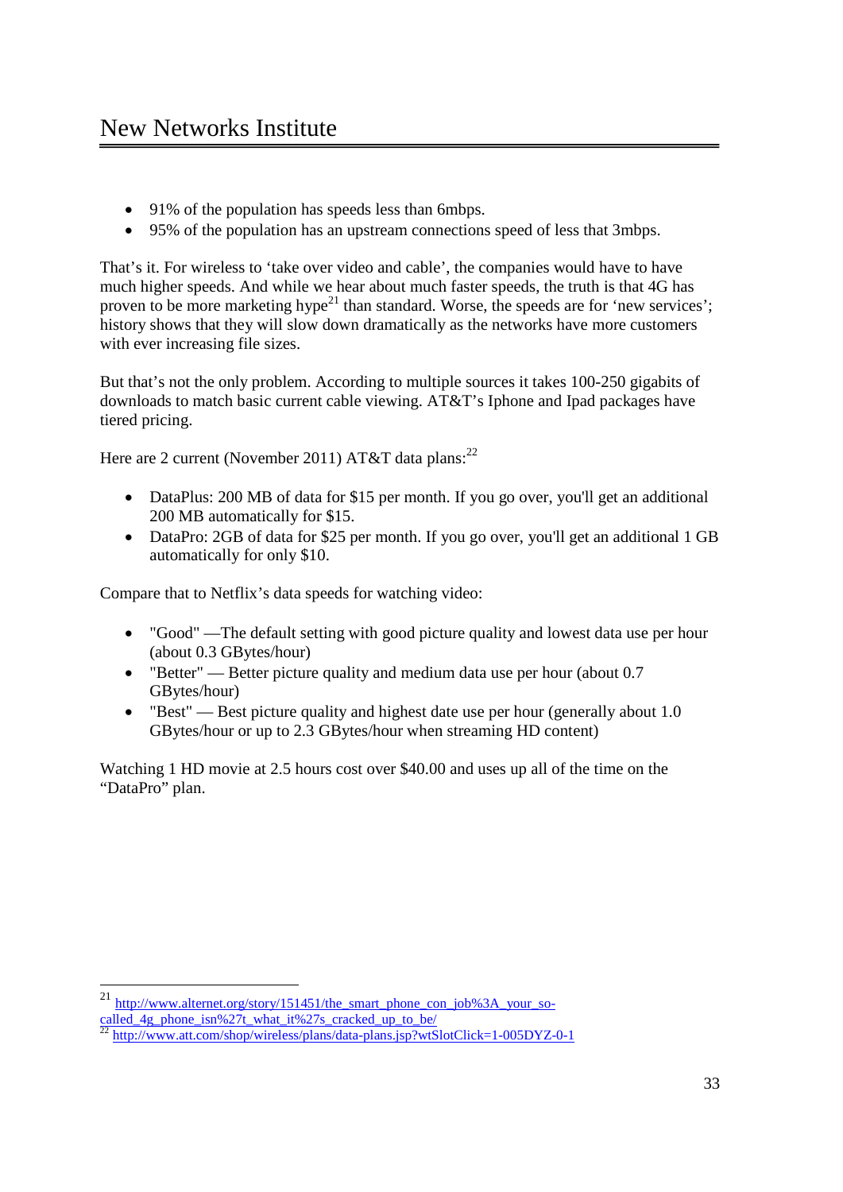- 91% of the population has speeds less than 6mbps.
- 95% of the population has an upstream connections speed of less that 3mbps.

That's it. For wireless to 'take over video and cable', the companies would have to have much higher speeds. And while we hear about much faster speeds, the truth is that 4G has proven to be more marketing hype[21] than standard. Worse, the speeds are for 'new services'; history shows that they will slow down dramatically as the networks have more customers with ever increasing file sizes.

But that's not the only problem. According to multiple sources it takes 100-250 gigabits of downloads to match basic current cable viewing. AT&T's Iphone and Ipad packages have tiered pricing.

Here are 2 current (November 2011) AT&T data plans:[22]

- DataPlus: 200 MB of data for $15 per month. If you go over, you'll get an additional 200 MB automatically for $15.
- DataPro: 2GB of data for $25 per month. If you go over, you'll get an additional 1 GB automatically for only $10.

Compare that to Netflix's data speeds for watching video:

- "Good" —The default setting with good picture quality and lowest data use per hour (about 0.3 GBytes/hour)
- "Better" — Better picture quality and medium data use per hour (about 0.7 GBytes/hour)
- "Best" — Best picture quality and highest date use per hour (generally about 1.0 GBytes/hour or up to 2.3 GBytes/hour when streaming HD content)

Watching 1 HD movie at 2.5 hours cost over $40.00 and uses up all of the time on the "DataPro" plan.

---

[21] http://www.alternet.org/story/151451/the_smart_phone_con_job%3A_your_so-called_4g_phone_isn%27t_what_it%27s_cracked_up_to_be/

[22] http://www.att.com/shop/wireless/plans/data-plans.jsp?wtSlotClick=1-005DYZ-0-1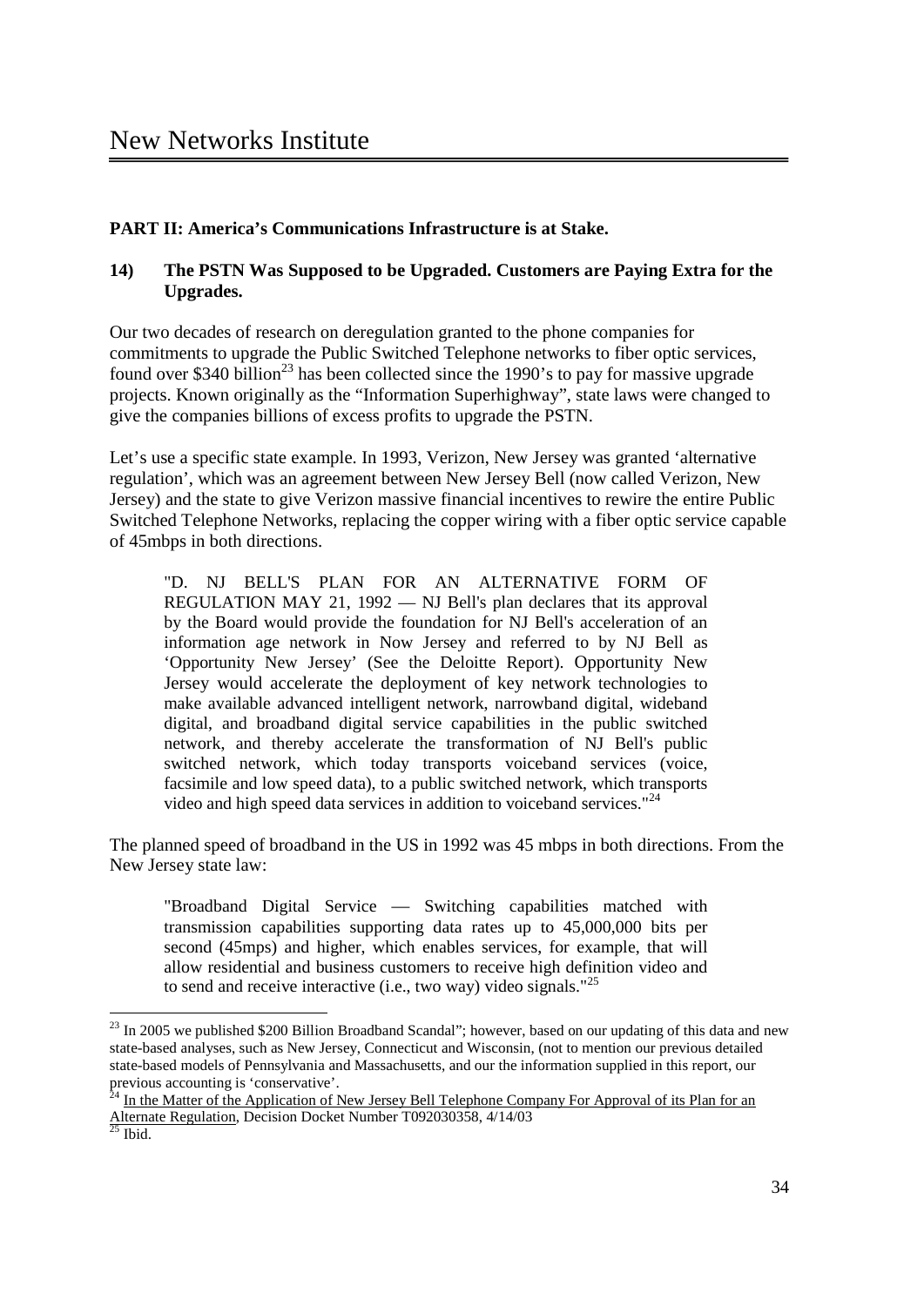**PART II: America's Communications Infrastructure is at Stake.**

**14) The PSTN Was Supposed to be Upgraded. Customers are Paying Extra for the Upgrades.**

Our two decades of research on deregulation granted to the phone companies for commitments to upgrade the Public Switched Telephone networks to fiber optic services, found over $340 billion[23] has been collected since the 1990's to pay for massive upgrade projects. Known originally as the "Information Superhighway", state laws were changed to give the companies billions of excess profits to upgrade the PSTN.

Let's use a specific state example. In 1993, Verizon, New Jersey was granted 'alternative regulation', which was an agreement between New Jersey Bell (now called Verizon, New Jersey) and the state to give Verizon massive financial incentives to rewire the entire Public Switched Telephone Networks, replacing the copper wiring with a fiber optic service capable of 45mbps in both directions.

> "D. NJ BELL'S PLAN FOR AN ALTERNATIVE FORM OF REGULATION MAY 21, 1992 — NJ Bell's plan declares that its approval by the Board would provide the foundation for NJ Bell's acceleration of an information age network in Now Jersey and referred to by NJ Bell as 'Opportunity New Jersey' (See the Deloitte Report). Opportunity New Jersey would accelerate the deployment of key network technologies to make available advanced intelligent network, narrowband digital, wideband digital, and broadband digital service capabilities in the public switched network, and thereby accelerate the transformation of NJ Bell's public switched network, which today transports voiceband services (voice, facsimile and low speed data), to a public switched network, which transports video and high speed data services in addition to voiceband services."[24]

The planned speed of broadband in the US in 1992 was 45 mbps in both directions. From the New Jersey state law:

> "Broadband Digital Service — Switching capabilities matched with transmission capabilities supporting data rates up to 45,000,000 bits per second (45mps) and higher, which enables services, for example, that will allow residential and business customers to receive high definition video and to send and receive interactive (i.e., two way) video signals."[25]

---

[23] In 2005 we published $200 Billion Broadband Scandal"; however, based on our updating of this data and new state-based analyses, such as New Jersey, Connecticut and Wisconsin, (not to mention our previous detailed state-based models of Pennsylvania and Massachusetts, and our the information supplied in this report, our previous accounting is 'conservative'.

[24] In the Matter of the Application of New Jersey Bell Telephone Company For Approval of its Plan for an Alternate Regulation, Decision Docket Number T092030358, 4/14/03

[25] Ibid.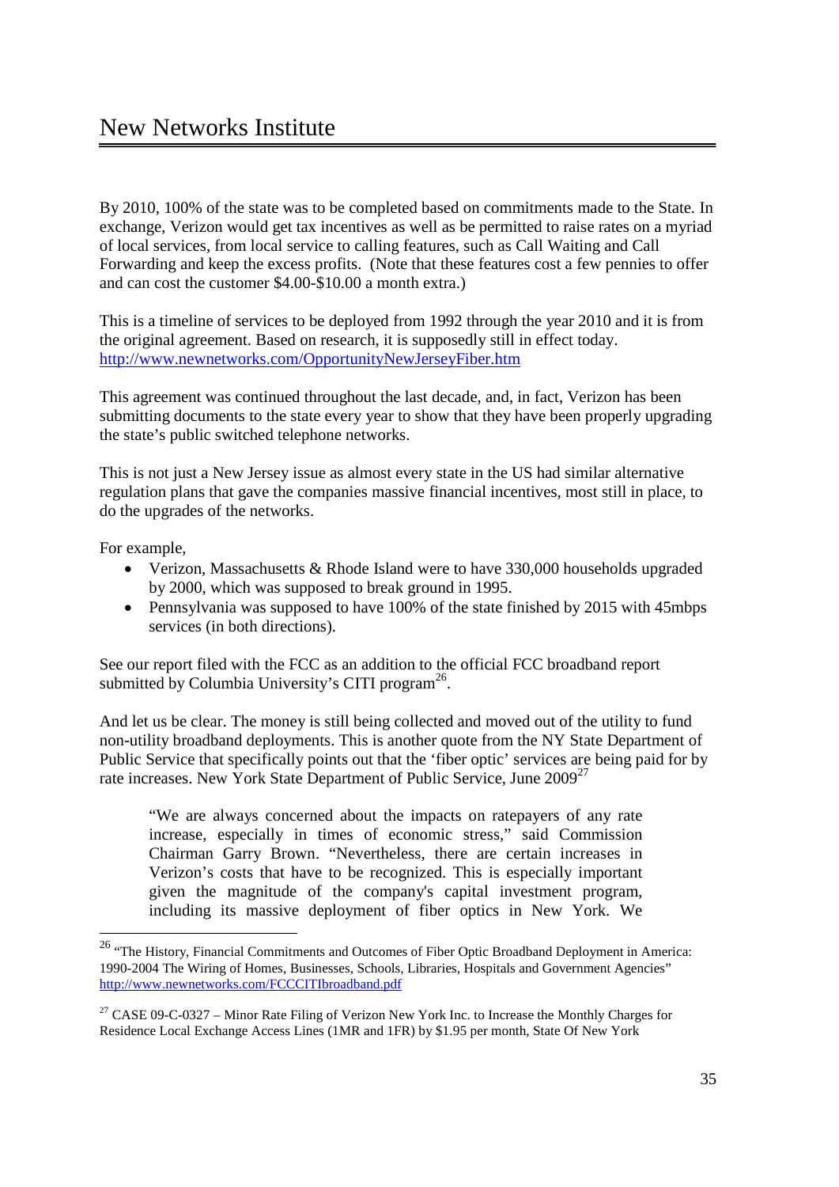By 2010, 100% of the state was to be completed based on commitments made to the State. In exchange, Verizon would get tax incentives as well as be permitted to raise rates on a myriad of local services, from local service to calling features, such as Call Waiting and Call Forwarding and keep the excess profits. (Note that these features cost a few pennies to offer and can cost the customer $4.00-$10.00 a month extra.)

This is a timeline of services to be deployed from 1992 through the year 2010 and it is from the original agreement. Based on research, it is supposedly still in effect today. http://www.newnetworks.com/OpportunityNewJerseyFiber.htm

This agreement was continued throughout the last decade, and, in fact, Verizon has been submitting documents to the state every year to show that they have been properly upgrading the state's public switched telephone networks.

This is not just a New Jersey issue as almost every state in the US had similar alternative regulation plans that gave the companies massive financial incentives, most still in place, to do the upgrades of the networks.

For example,

- Verizon, Massachusetts & Rhode Island were to have 330,000 households upgraded by 2000, which was supposed to break ground in 1995.
- Pennsylvania was supposed to have 100% of the state finished by 2015 with 45mbps services (in both directions).

See our report filed with the FCC as an addition to the official FCC broadband report submitted by Columbia University's CITI program[26].

And let us be clear. The money is still being collected and moved out of the utility to fund non-utility broadband deployments. This is another quote from the NY State Department of Public Service that specifically points out that the 'fiber optic' services are being paid for by rate increases. New York State Department of Public Service, June 2009[27]

> "We are always concerned about the impacts on ratepayers of any rate increase, especially in times of economic stress," said Commission Chairman Garry Brown. "Nevertheless, there are certain increases in Verizon's costs that have to be recognized. This is especially important given the magnitude of the company's capital investment program, including its massive deployment of fiber optics in New York. We

---

[26] "The History, Financial Commitments and Outcomes of Fiber Optic Broadband Deployment in America: 1990-2004 The Wiring of Homes, Businesses, Schools, Libraries, Hospitals and Government Agencies" http://www.newnetworks.com/FCCCITIbroadband.pdf

[27] CASE 09-C-0327 – Minor Rate Filing of Verizon New York Inc. to Increase the Monthly Charges for Residence Local Exchange Access Lines (1MR and 1FR) by $1.95 per month, State Of New York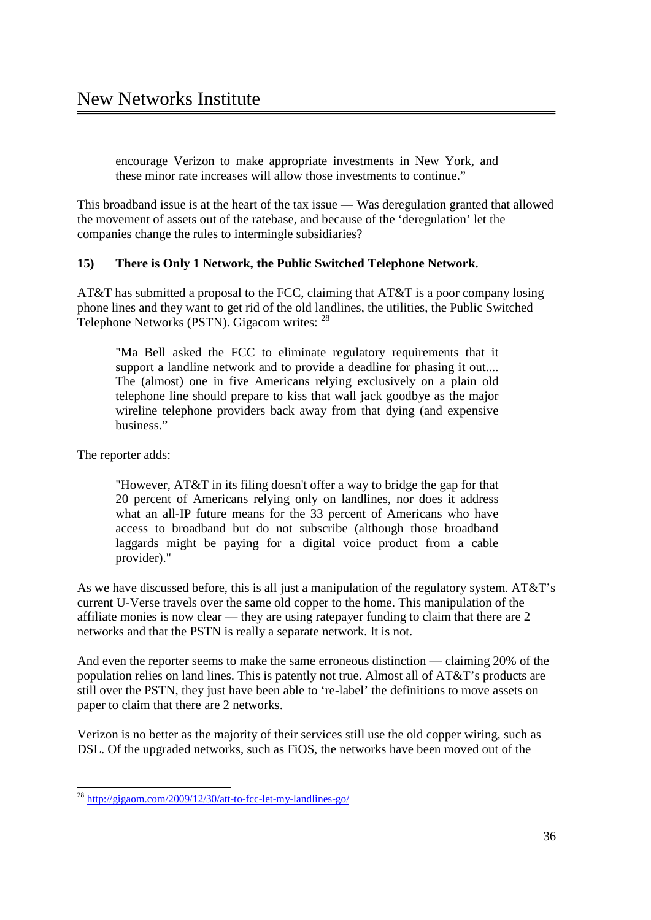encourage Verizon to make appropriate investments in New York, and these minor rate increases will allow those investments to continue."

This broadband issue is at the heart of the tax issue — Was deregulation granted that allowed the movement of assets out of the ratebase, and because of the 'deregulation' let the companies change the rules to intermingle subsidiaries?

### 15) There is Only 1 Network, the Public Switched Telephone Network.

AT&T has submitted a proposal to the FCC, claiming that AT&T is a poor company losing phone lines and they want to get rid of the old landlines, the utilities, the Public Switched Telephone Networks (PSTN). Gigacom writes: [28]

> "Ma Bell asked the FCC to eliminate regulatory requirements that it support a landline network and to provide a deadline for phasing it out.... The (almost) one in five Americans relying exclusively on a plain old telephone line should prepare to kiss that wall jack goodbye as the major wireline telephone providers back away from that dying (and expensive business."

The reporter adds:

> "However, AT&T in its filing doesn't offer a way to bridge the gap for that 20 percent of Americans relying only on landlines, nor does it address what an all-IP future means for the 33 percent of Americans who have access to broadband but do not subscribe (although those broadband laggards might be paying for a digital voice product from a cable provider)."

As we have discussed before, this is all just a manipulation of the regulatory system. AT&T's current U-Verse travels over the same old copper to the home. This manipulation of the affiliate monies is now clear — they are using ratepayer funding to claim that there are 2 networks and that the PSTN is really a separate network. It is not.

And even the reporter seems to make the same erroneous distinction — claiming 20% of the population relies on land lines. This is patently not true. Almost all of AT&T's products are still over the PSTN, they just have been able to 're-label' the definitions to move assets on paper to claim that there are 2 networks.

Verizon is no better as the majority of their services still use the old copper wiring, such as DSL. Of the upgraded networks, such as FiOS, the networks have been moved out of the

---

[28] http://gigaom.com/2009/12/30/att-to-fcc-let-my-landlines-go/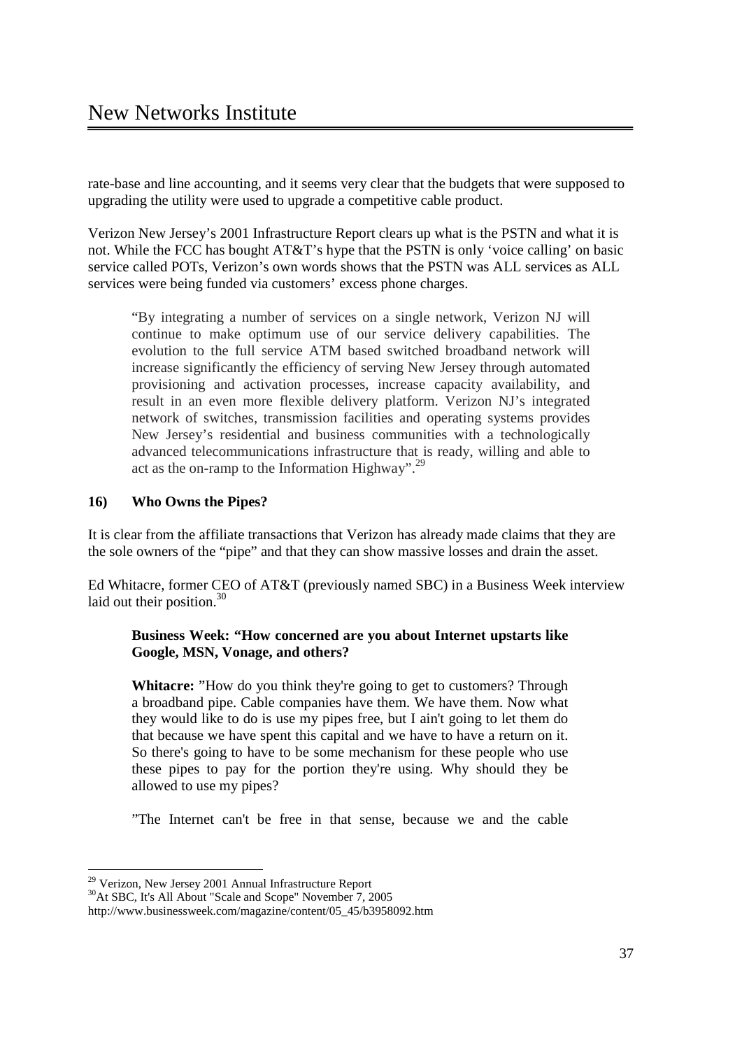rate-base and line accounting, and it seems very clear that the budgets that were supposed to upgrading the utility were used to upgrade a competitive cable product.

Verizon New Jersey's 2001 Infrastructure Report clears up what is the PSTN and what it is not. While the FCC has bought AT&T's hype that the PSTN is only 'voice calling' on basic service called POTs, Verizon's own words shows that the PSTN was ALL services as ALL services were being funded via customers' excess phone charges.

> "By integrating a number of services on a single network, Verizon NJ will continue to make optimum use of our service delivery capabilities. The evolution to the full service ATM based switched broadband network will increase significantly the efficiency of serving New Jersey through automated provisioning and activation processes, increase capacity availability, and result in an even more flexible delivery platform. Verizon NJ's integrated network of switches, transmission facilities and operating systems provides New Jersey's residential and business communities with a technologically advanced telecommunications infrastructure that is ready, willing and able to act as the on-ramp to the Information Highway".[29]

### 16) Who Owns the Pipes?

It is clear from the affiliate transactions that Verizon has already made claims that they are the sole owners of the "pipe" and that they can show massive losses and drain the asset.

Ed Whitacre, former CEO of AT&T (previously named SBC) in a Business Week interview laid out their position.[30]

> **Business Week: "How concerned are you about Internet upstarts like Google, MSN, Vonage, and others?**
>
> **Whitacre:** "How do you think they're going to get to customers? Through a broadband pipe. Cable companies have them. We have them. Now what they would like to do is use my pipes free, but I ain't going to let them do that because we have spent this capital and we have to have a return on it. So there's going to have to be some mechanism for these people who use these pipes to pay for the portion they're using. Why should they be allowed to use my pipes?
>
> "The Internet can't be free in that sense, because we and the cable

---

[29] Verizon, New Jersey 2001 Annual Infrastructure Report

[30] At SBC, It's All About "Scale and Scope" November 7, 2005 http://www.businessweek.com/magazine/content/05_45/b3958092.htm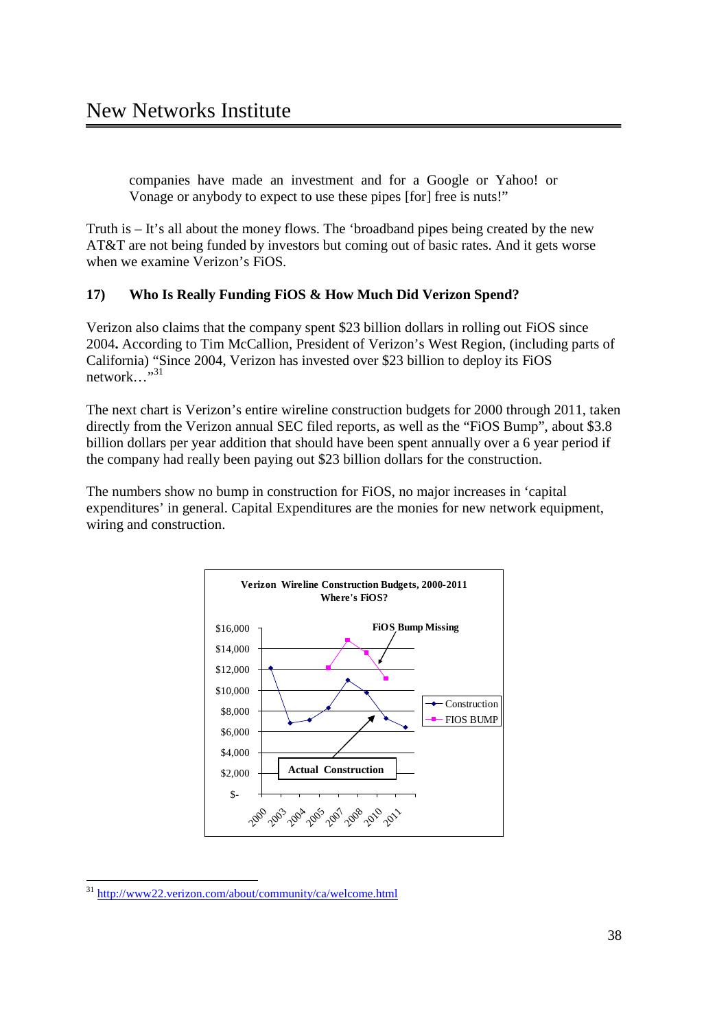companies have made an investment and for a Google or Yahoo! or Vonage or anybody to expect to use these pipes [for] free is nuts!"

Truth is – It's all about the money flows. The 'broadband pipes being created by the new AT&T are not being funded by investors but coming out of basic rates. And it gets worse when we examine Verizon's FiOS.

### 17) Who Is Really Funding FiOS & How Much Did Verizon Spend?

Verizon also claims that the company spent $23 billion dollars in rolling out FiOS since 2004**.** According to Tim McCallion, President of Verizon's West Region, (including parts of California) "Since 2004, Verizon has invested over $23 billion to deploy its FiOS network…"[31]

The next chart is Verizon's entire wireline construction budgets for 2000 through 2011, taken directly from the Verizon annual SEC filed reports, as well as the "FiOS Bump", about $3.8 billion dollars per year addition that should have been spent annually over a 6 year period if the company had really been paying out $23 billion dollars for the construction.

The numbers show no bump in construction for FiOS, no major increases in 'capital expenditures' in general. Capital Expenditures are the monies for new network equipment, wiring and construction.

**Verizon Wireline Construction Budgets, 2000-2011**
**Where's FiOS?**

---

[31] http://www22.verizon.com/about/community/ca/welcome.html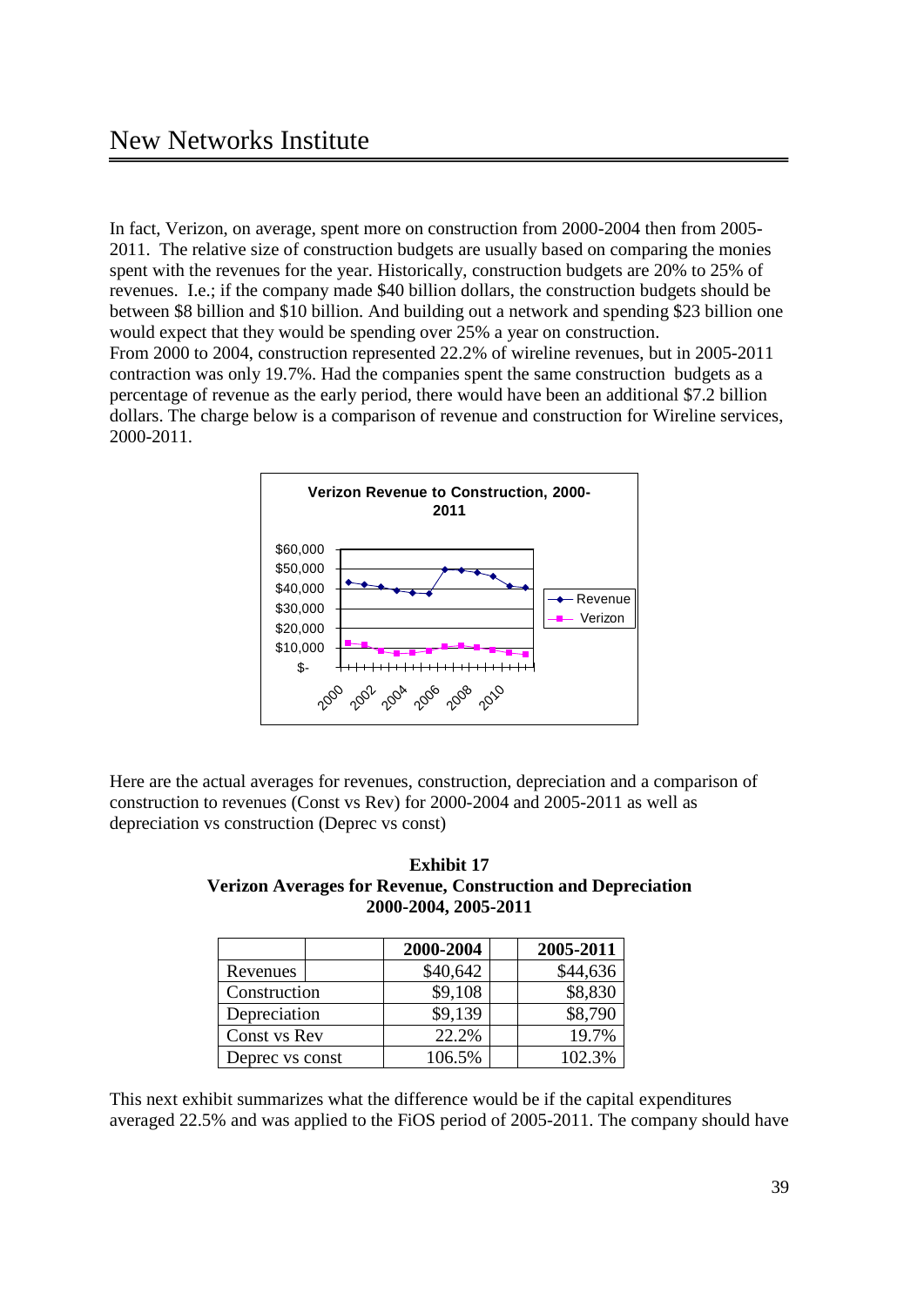In fact, Verizon, on average, spent more on construction from 2000-2004 then from 2005-2011. The relative size of construction budgets are usually based on comparing the monies spent with the revenues for the year. Historically, construction budgets are 20% to 25% of revenues. I.e.; if the company made $40 billion dollars, the construction budgets should be between $8 billion and $10 billion. And building out a network and spending $23 billion one would expect that they would be spending over 25% a year on construction.
From 2000 to 2004, construction represented 22.2% of wireline revenues, but in 2005-2011 contraction was only 19.7%. Had the companies spent the same construction budgets as a percentage of revenue as the early period, there would have been an additional $7.2 billion dollars. The charge below is a comparison of revenue and construction for Wireline services, 2000-2011.

Here are the actual averages for revenues, construction, depreciation and a comparison of construction to revenues (Const vs Rev) for 2000-2004 and 2005-2011 as well as depreciation vs construction (Deprec vs const)

**Exhibit 17**
**Verizon Averages for Revenue, Construction and Depreciation**
**2000-2004, 2005-2011**

| | 2000-2004 | 2005-2011 |
|---|---|---|
| Revenues | $40,642 | $44,636 |
| Construction | $9,108 | $8,830 |
| Depreciation | $9,139 | $8,790 |
| Const vs Rev | 22.2% | 19.7% |
| Deprec vs const | 106.5% | 102.3% |

This next exhibit summarizes what the difference would be if the capital expenditures averaged 22.5% and was applied to the FiOS period of 2005-2011. The company should have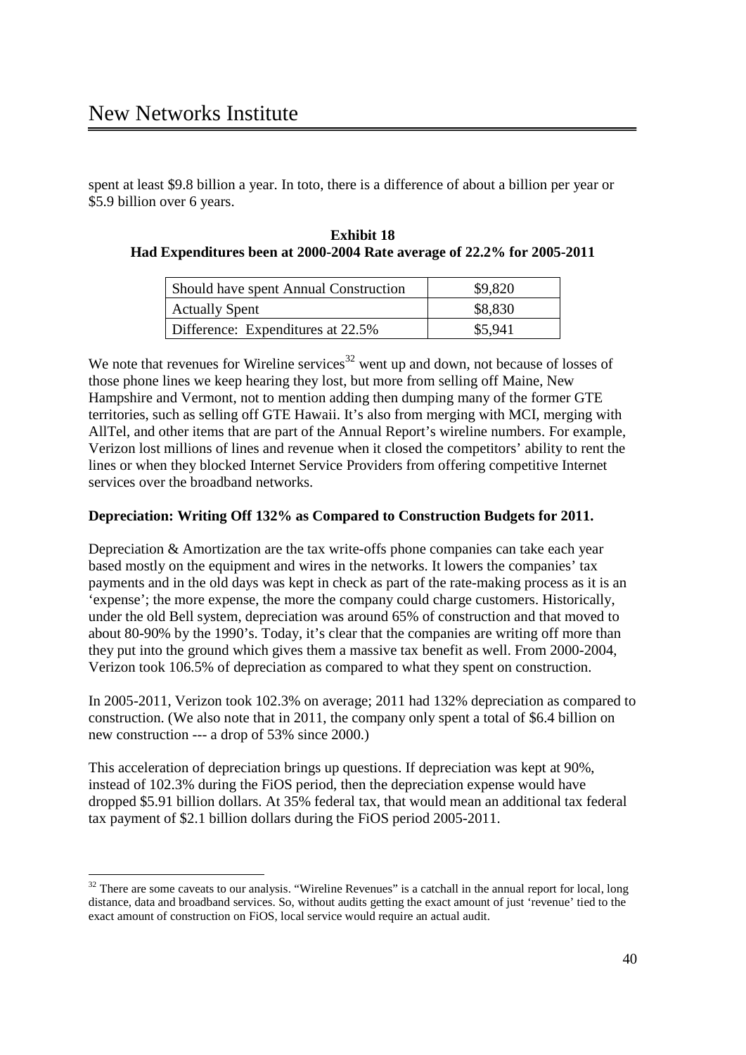spent at least $9.8 billion a year. In toto, there is a difference of about a billion per year or $5.9 billion over 6 years.

**Exhibit 18**
**Had Expenditures been at 2000-2004 Rate average of 22.2% for 2005-2011**

| | |
|---|---|
| Should have spent Annual Construction | $9,820 |
| Actually Spent | $8,830 |
| Difference: Expenditures at 22.5% | $5,941 |

We note that revenues for Wireline services[32] went up and down, not because of losses of those phone lines we keep hearing they lost, but more from selling off Maine, New Hampshire and Vermont, not to mention adding then dumping many of the former GTE territories, such as selling off GTE Hawaii. It's also from merging with MCI, merging with AllTel, and other items that are part of the Annual Report's wireline numbers. For example, Verizon lost millions of lines and revenue when it closed the competitors' ability to rent the lines or when they blocked Internet Service Providers from offering competitive Internet services over the broadband networks.

**Depreciation: Writing Off 132% as Compared to Construction Budgets for 2011.**

Depreciation & Amortization are the tax write-offs phone companies can take each year based mostly on the equipment and wires in the networks. It lowers the companies' tax payments and in the old days was kept in check as part of the rate-making process as it is an 'expense'; the more expense, the more the company could charge customers. Historically, under the old Bell system, depreciation was around 65% of construction and that moved to about 80-90% by the 1990's. Today, it's clear that the companies are writing off more than they put into the ground which gives them a massive tax benefit as well. From 2000-2004, Verizon took 106.5% of depreciation as compared to what they spent on construction.

In 2005-2011, Verizon took 102.3% on average; 2011 had 132% depreciation as compared to construction. (We also note that in 2011, the company only spent a total of $6.4 billion on new construction --- a drop of 53% since 2000.)

This acceleration of depreciation brings up questions. If depreciation was kept at 90%, instead of 102.3% during the FiOS period, then the depreciation expense would have dropped $5.91 billion dollars. At 35% federal tax, that would mean an additional tax federal tax payment of $2.1 billion dollars during the FiOS period 2005-2011.

[32] There are some caveats to our analysis. "Wireline Revenues" is a catchall in the annual report for local, long distance, data and broadband services. So, without audits getting the exact amount of just 'revenue' tied to the exact amount of construction on FiOS, local service would require an actual audit.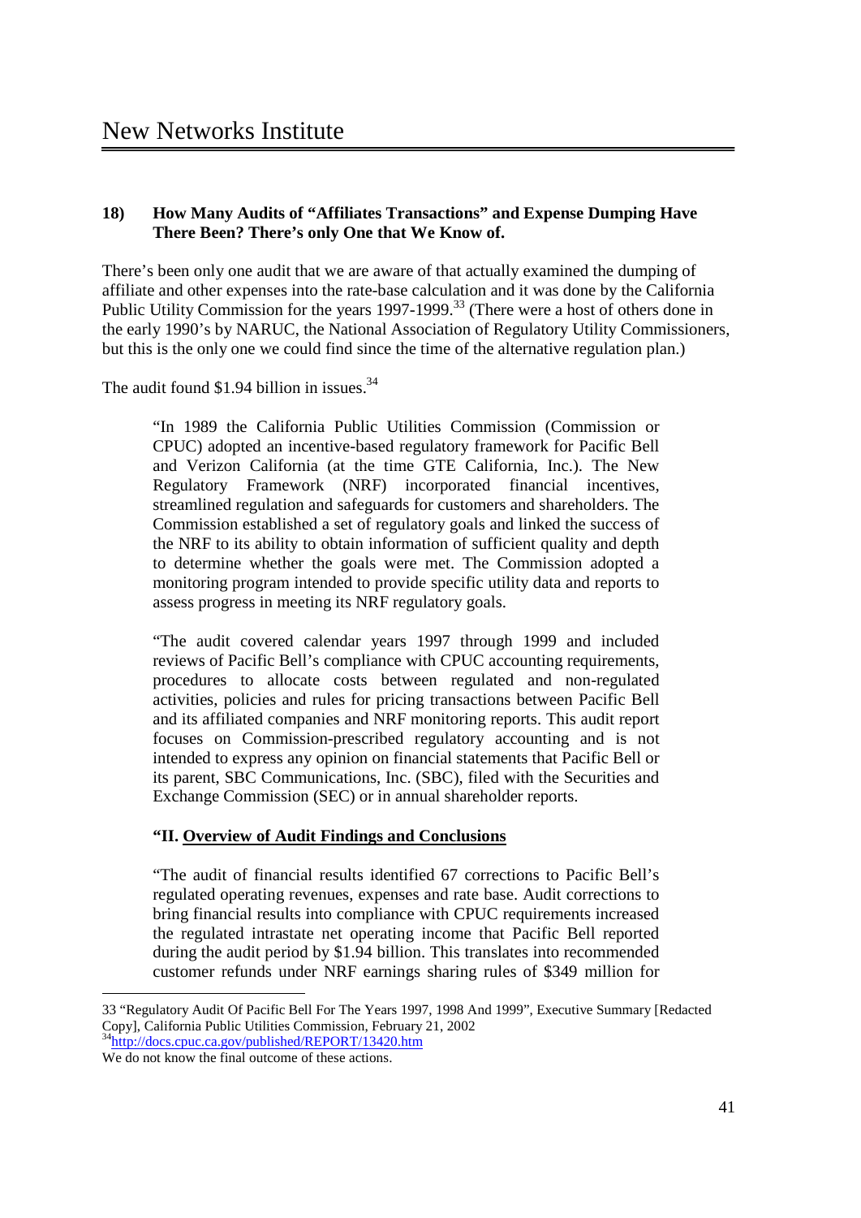### 18) How Many Audits of "Affiliates Transactions" and Expense Dumping Have There Been? There's only One that We Know of.

There's been only one audit that we are aware of that actually examined the dumping of affiliate and other expenses into the rate-base calculation and it was done by the California Public Utility Commission for the years 1997-1999.[33] (There were a host of others done in the early 1990's by NARUC, the National Association of Regulatory Utility Commissioners, but this is the only one we could find since the time of the alternative regulation plan.)

The audit found $1.94 billion in issues.[34]

> "In 1989 the California Public Utilities Commission (Commission or CPUC) adopted an incentive-based regulatory framework for Pacific Bell and Verizon California (at the time GTE California, Inc.). The New Regulatory Framework (NRF) incorporated financial incentives, streamlined regulation and safeguards for customers and shareholders. The Commission established a set of regulatory goals and linked the success of the NRF to its ability to obtain information of sufficient quality and depth to determine whether the goals were met. The Commission adopted a monitoring program intended to provide specific utility data and reports to assess progress in meeting its NRF regulatory goals.
>
> "The audit covered calendar years 1997 through 1999 and included reviews of Pacific Bell's compliance with CPUC accounting requirements, procedures to allocate costs between regulated and non-regulated activities, policies and rules for pricing transactions between Pacific Bell and its affiliated companies and NRF monitoring reports. This audit report focuses on Commission-prescribed regulatory accounting and is not intended to express any opinion on financial statements that Pacific Bell or its parent, SBC Communications, Inc. (SBC), filed with the Securities and Exchange Commission (SEC) or in annual shareholder reports.
>
> **"II. <u>Overview of Audit Findings and Conclusions</u>**
>
> "The audit of financial results identified 67 corrections to Pacific Bell's regulated operating revenues, expenses and rate base. Audit corrections to bring financial results into compliance with CPUC requirements increased the regulated intrastate net operating income that Pacific Bell reported during the audit period by $1.94 billion. This translates into recommended customer refunds under NRF earnings sharing rules of $349 million for

---

33 "Regulatory Audit Of Pacific Bell For The Years 1997, 1998 And 1999", Executive Summary [Redacted Copy], California Public Utilities Commission, February 21, 2002

34 http://docs.cpuc.ca.gov/published/REPORT/13420.htm

We do not know the final outcome of these actions.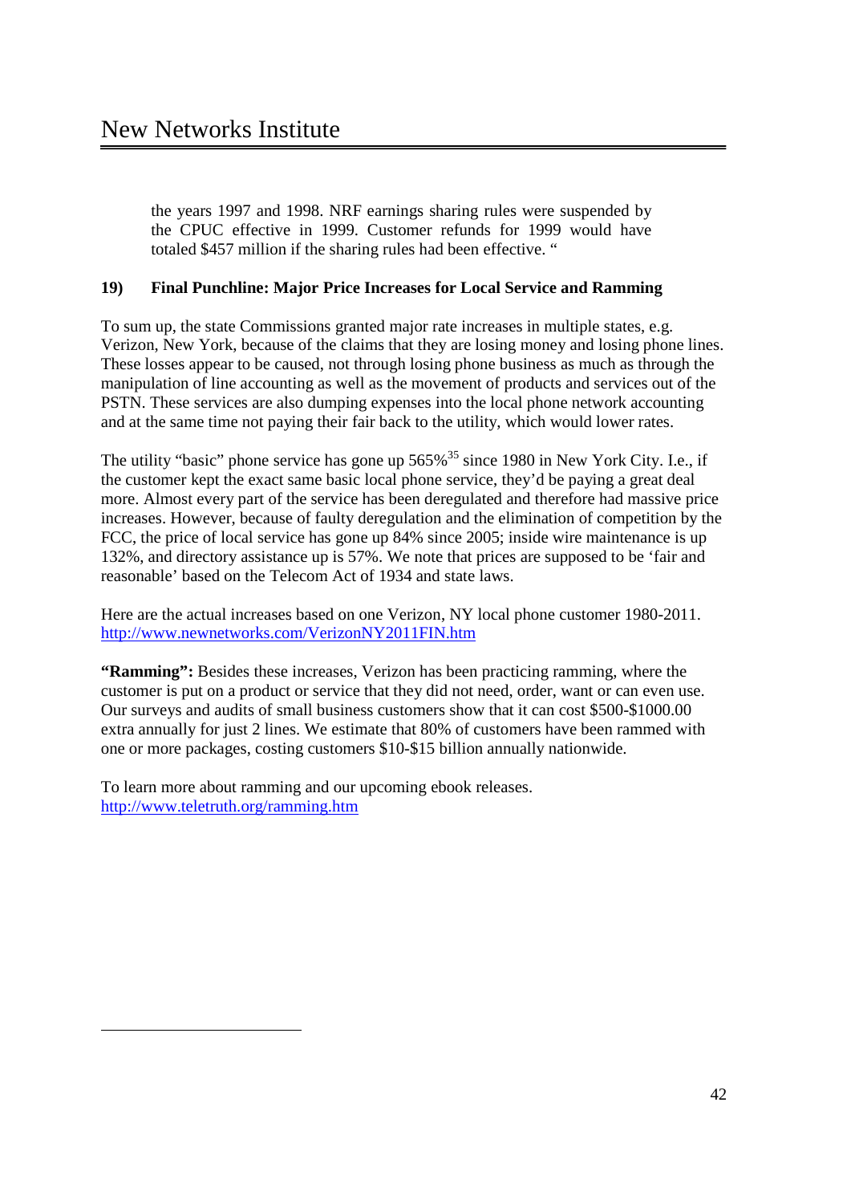the years 1997 and 1998. NRF earnings sharing rules were suspended by the CPUC effective in 1999. Customer refunds for 1999 would have totaled $457 million if the sharing rules had been effective. "

### 19) Final Punchline: Major Price Increases for Local Service and Ramming

To sum up, the state Commissions granted major rate increases in multiple states, e.g. Verizon, New York, because of the claims that they are losing money and losing phone lines. These losses appear to be caused, not through losing phone business as much as through the manipulation of line accounting as well as the movement of products and services out of the PSTN. These services are also dumping expenses into the local phone network accounting and at the same time not paying their fair back to the utility, which would lower rates.

The utility "basic" phone service has gone up 565%[35] since 1980 in New York City. I.e., if the customer kept the exact same basic local phone service, they'd be paying a great deal more. Almost every part of the service has been deregulated and therefore had massive price increases. However, because of faulty deregulation and the elimination of competition by the FCC, the price of local service has gone up 84% since 2005; inside wire maintenance is up 132%, and directory assistance up is 57%. We note that prices are supposed to be 'fair and reasonable' based on the Telecom Act of 1934 and state laws.

Here are the actual increases based on one Verizon, NY local phone customer 1980-2011.
http://www.newnetworks.com/VerizonNY2011FIN.htm

**"Ramming":** Besides these increases, Verizon has been practicing ramming, where the customer is put on a product or service that they did not need, order, want or can even use. Our surveys and audits of small business customers show that it can cost $500-$1000.00 extra annually for just 2 lines. We estimate that 80% of customers have been rammed with one or more packages, costing customers $10-$15 billion annually nationwide.

To learn more about ramming and our upcoming ebook releases.
http://www.teletruth.org/ramming.htm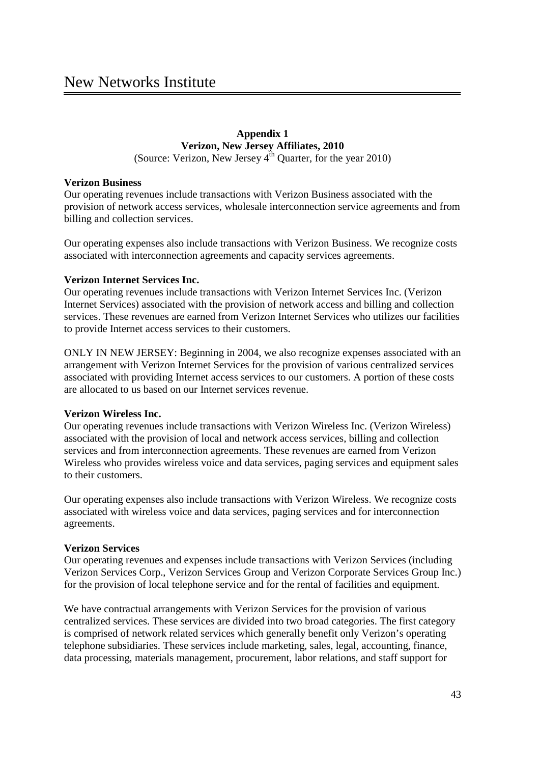**Appendix 1**
**Verizon, New Jersey Affiliates, 2010**
(Source: Verizon, New Jersey 4th Quarter, for the year 2010)

**Verizon Business**
Our operating revenues include transactions with Verizon Business associated with the provision of network access services, wholesale interconnection service agreements and from billing and collection services.

Our operating expenses also include transactions with Verizon Business. We recognize costs associated with interconnection agreements and capacity services agreements.

**Verizon Internet Services Inc.**
Our operating revenues include transactions with Verizon Internet Services Inc. (Verizon Internet Services) associated with the provision of network access and billing and collection services. These revenues are earned from Verizon Internet Services who utilizes our facilities to provide Internet access services to their customers.

ONLY IN NEW JERSEY: Beginning in 2004, we also recognize expenses associated with an arrangement with Verizon Internet Services for the provision of various centralized services associated with providing Internet access services to our customers. A portion of these costs are allocated to us based on our Internet services revenue.

**Verizon Wireless Inc.**
Our operating revenues include transactions with Verizon Wireless Inc. (Verizon Wireless) associated with the provision of local and network access services, billing and collection services and from interconnection agreements. These revenues are earned from Verizon Wireless who provides wireless voice and data services, paging services and equipment sales to their customers.

Our operating expenses also include transactions with Verizon Wireless. We recognize costs associated with wireless voice and data services, paging services and for interconnection agreements.

**Verizon Services**
Our operating revenues and expenses include transactions with Verizon Services (including Verizon Services Corp., Verizon Services Group and Verizon Corporate Services Group Inc.) for the provision of local telephone service and for the rental of facilities and equipment.

We have contractual arrangements with Verizon Services for the provision of various centralized services. These services are divided into two broad categories. The first category is comprised of network related services which generally benefit only Verizon's operating telephone subsidiaries. These services include marketing, sales, legal, accounting, finance, data processing, materials management, procurement, labor relations, and staff support for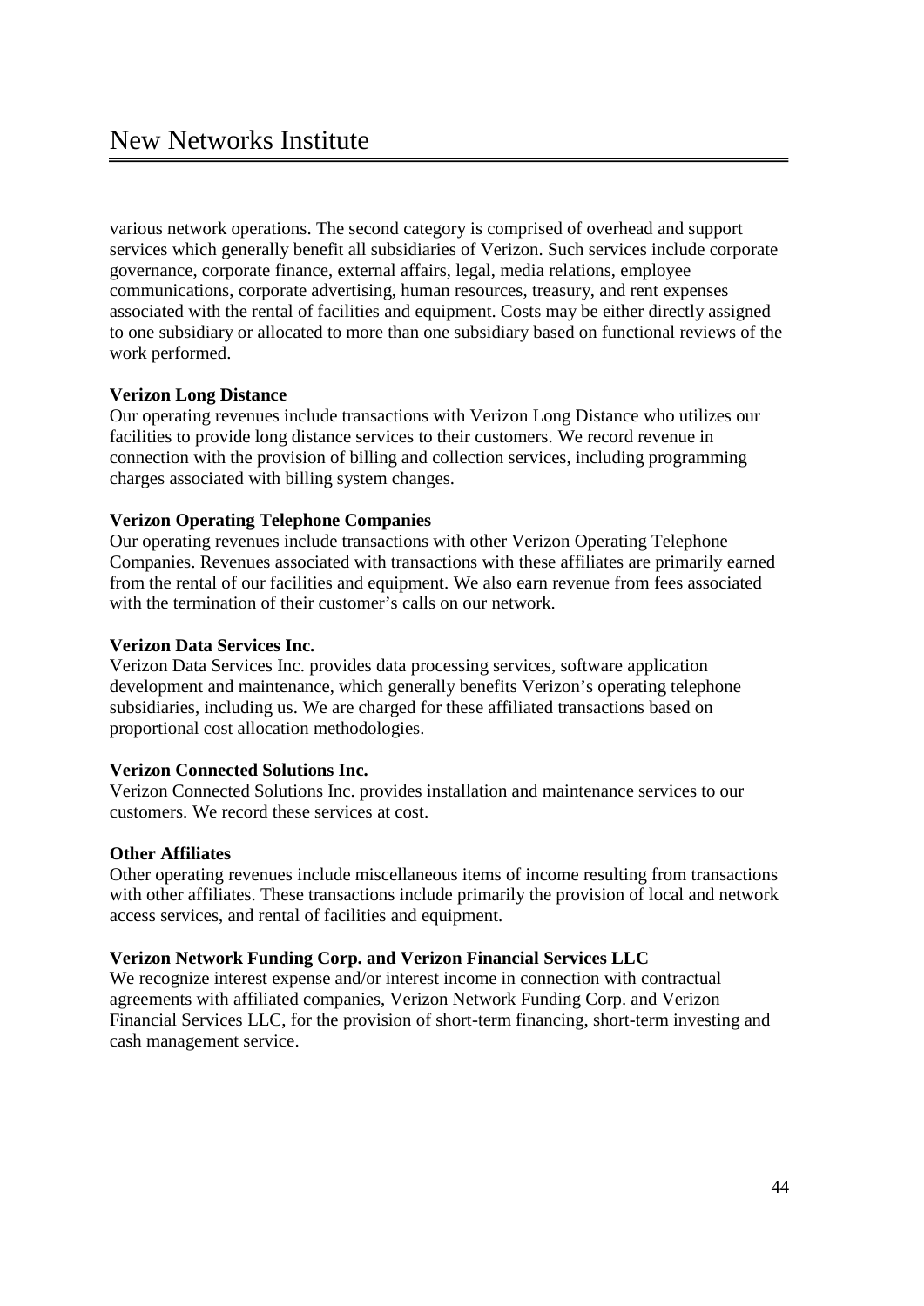various network operations. The second category is comprised of overhead and support services which generally benefit all subsidiaries of Verizon. Such services include corporate governance, corporate finance, external affairs, legal, media relations, employee communications, corporate advertising, human resources, treasury, and rent expenses associated with the rental of facilities and equipment. Costs may be either directly assigned to one subsidiary or allocated to more than one subsidiary based on functional reviews of the work performed.

**Verizon Long Distance**
Our operating revenues include transactions with Verizon Long Distance who utilizes our facilities to provide long distance services to their customers. We record revenue in connection with the provision of billing and collection services, including programming charges associated with billing system changes.

**Verizon Operating Telephone Companies**
Our operating revenues include transactions with other Verizon Operating Telephone Companies. Revenues associated with transactions with these affiliates are primarily earned from the rental of our facilities and equipment. We also earn revenue from fees associated with the termination of their customer's calls on our network.

**Verizon Data Services Inc.**
Verizon Data Services Inc. provides data processing services, software application development and maintenance, which generally benefits Verizon's operating telephone subsidiaries, including us. We are charged for these affiliated transactions based on proportional cost allocation methodologies.

**Verizon Connected Solutions Inc.**
Verizon Connected Solutions Inc. provides installation and maintenance services to our customers. We record these services at cost.

**Other Affiliates**
Other operating revenues include miscellaneous items of income resulting from transactions with other affiliates. These transactions include primarily the provision of local and network access services, and rental of facilities and equipment.

**Verizon Network Funding Corp. and Verizon Financial Services LLC**
We recognize interest expense and/or interest income in connection with contractual agreements with affiliated companies, Verizon Network Funding Corp. and Verizon Financial Services LLC, for the provision of short-term financing, short-term investing and cash management service.